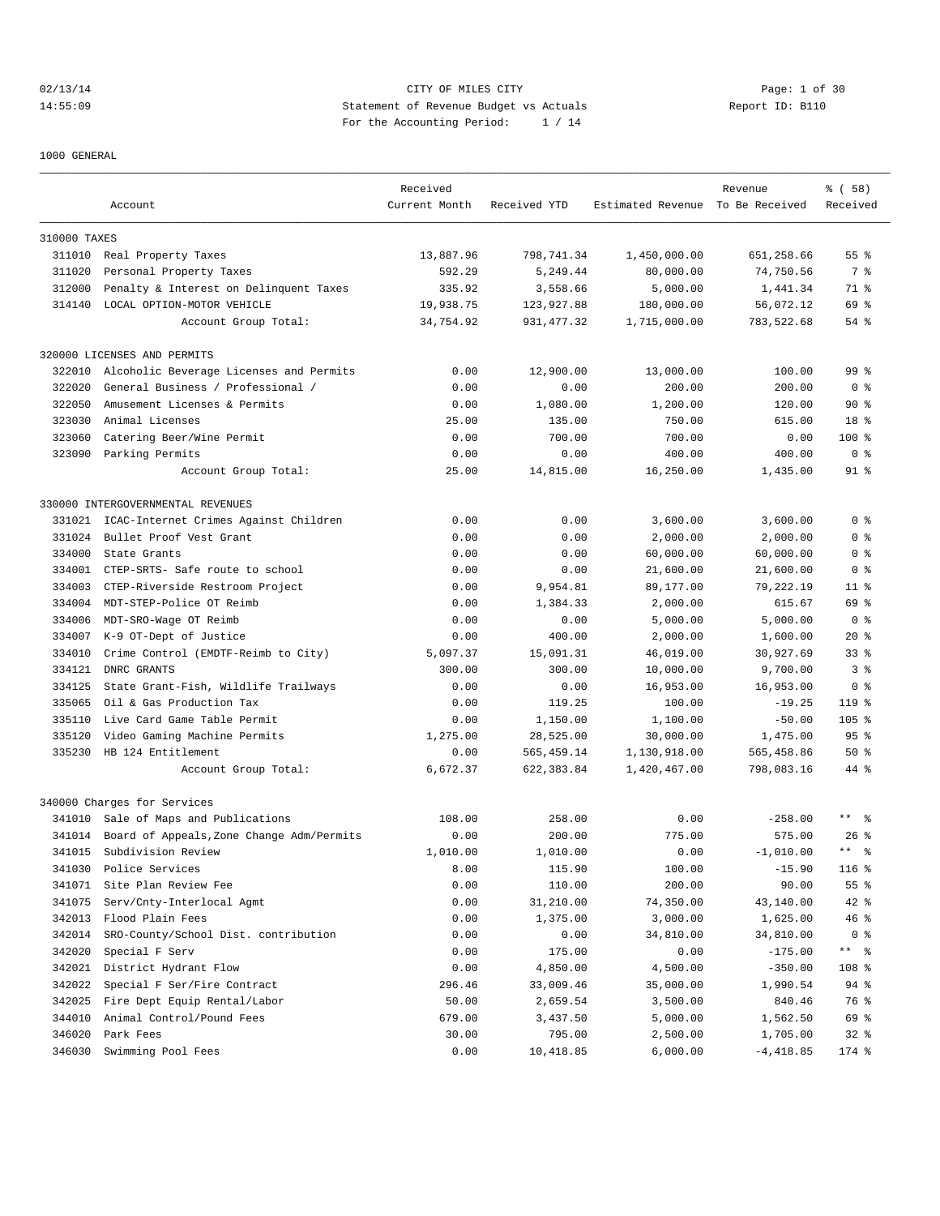CITY OF MILES CITY
Statement of Revenue Budget vs Actuals
For the Accounting Period: 1 / 14

02/13/14
14:55:09

Report ID: B110

1000 GENERAL

| | Account | Received Current Month | Received YTD | Estimated Revenue | Revenue To Be Received | % ( 58) Received |
|---|---|---|---|---|---|---|
| 310000 TAXES | | | | | | |
| 311010 | Real Property Taxes | 13,887.96 | 798,741.34 | 1,450,000.00 | 651,258.66 | 55 % |
| 311020 | Personal Property Taxes | 592.29 | 5,249.44 | 80,000.00 | 74,750.56 | 7 % |
| 312000 | Penalty & Interest on Delinquent Taxes | 335.92 | 3,558.66 | 5,000.00 | 1,441.34 | 71 % |
| 314140 | LOCAL OPTION-MOTOR VEHICLE | 19,938.75 | 123,927.88 | 180,000.00 | 56,072.12 | 69 % |
| | Account Group Total: | 34,754.92 | 931,477.32 | 1,715,000.00 | 783,522.68 | 54 % |
| 320000 LICENSES AND PERMITS | | | | | | |
| 322010 | Alcoholic Beverage Licenses and Permits | 0.00 | 12,900.00 | 13,000.00 | 100.00 | 99 % |
| 322020 | General Business / Professional / | 0.00 | 0.00 | 200.00 | 200.00 | 0 % |
| 322050 | Amusement Licenses & Permits | 0.00 | 1,080.00 | 1,200.00 | 120.00 | 90 % |
| 323030 | Animal Licenses | 25.00 | 135.00 | 750.00 | 615.00 | 18 % |
| 323060 | Catering Beer/Wine Permit | 0.00 | 700.00 | 700.00 | 0.00 | 100 % |
| 323090 | Parking Permits | 0.00 | 0.00 | 400.00 | 400.00 | 0 % |
| | Account Group Total: | 25.00 | 14,815.00 | 16,250.00 | 1,435.00 | 91 % |
| 330000 INTERGOVERNMENTAL REVENUES | | | | | | |
| 331021 | ICAC-Internet Crimes Against Children | 0.00 | 0.00 | 3,600.00 | 3,600.00 | 0 % |
| 331024 | Bullet Proof Vest Grant | 0.00 | 0.00 | 2,000.00 | 2,000.00 | 0 % |
| 334000 | State Grants | 0.00 | 0.00 | 60,000.00 | 60,000.00 | 0 % |
| 334001 | CTEP-SRTS- Safe route to school | 0.00 | 0.00 | 21,600.00 | 21,600.00 | 0 % |
| 334003 | CTEP-Riverside Restroom Project | 0.00 | 9,954.81 | 89,177.00 | 79,222.19 | 11 % |
| 334004 | MDT-STEP-Police OT Reimb | 0.00 | 1,384.33 | 2,000.00 | 615.67 | 69 % |
| 334006 | MDT-SRO-Wage OT Reimb | 0.00 | 0.00 | 5,000.00 | 5,000.00 | 0 % |
| 334007 | K-9 OT-Dept of Justice | 0.00 | 400.00 | 2,000.00 | 1,600.00 | 20 % |
| 334010 | Crime Control (EMDTF-Reimb to City) | 5,097.37 | 15,091.31 | 46,019.00 | 30,927.69 | 33 % |
| 334121 | DNRC GRANTS | 300.00 | 300.00 | 10,000.00 | 9,700.00 | 3 % |
| 334125 | State Grant-Fish, Wildlife Trailways | 0.00 | 0.00 | 16,953.00 | 16,953.00 | 0 % |
| 335065 | Oil & Gas Production Tax | 0.00 | 119.25 | 100.00 | -19.25 | 119 % |
| 335110 | Live Card Game Table Permit | 0.00 | 1,150.00 | 1,100.00 | -50.00 | 105 % |
| 335120 | Video Gaming Machine Permits | 1,275.00 | 28,525.00 | 30,000.00 | 1,475.00 | 95 % |
| 335230 | HB 124 Entitlement | 0.00 | 565,459.14 | 1,130,918.00 | 565,458.86 | 50 % |
| | Account Group Total: | 6,672.37 | 622,383.84 | 1,420,467.00 | 798,083.16 | 44 % |
| 340000 Charges for Services | | | | | | |
| 341010 | Sale of Maps and Publications | 108.00 | 258.00 | 0.00 | -258.00 | ** % |
| 341014 | Board of Appeals,Zone Change Adm/Permits | 0.00 | 200.00 | 775.00 | 575.00 | 26 % |
| 341015 | Subdivision Review | 1,010.00 | 1,010.00 | 0.00 | -1,010.00 | ** % |
| 341030 | Police Services | 8.00 | 115.90 | 100.00 | -15.90 | 116 % |
| 341071 | Site Plan Review Fee | 0.00 | 110.00 | 200.00 | 90.00 | 55 % |
| 341075 | Serv/Cnty-Interlocal Agmt | 0.00 | 31,210.00 | 74,350.00 | 43,140.00 | 42 % |
| 342013 | Flood Plain Fees | 0.00 | 1,375.00 | 3,000.00 | 1,625.00 | 46 % |
| 342014 | SRO-County/School Dist. contribution | 0.00 | 0.00 | 34,810.00 | 34,810.00 | 0 % |
| 342020 | Special F Serv | 0.00 | 175.00 | 0.00 | -175.00 | ** % |
| 342021 | District Hydrant Flow | 0.00 | 4,850.00 | 4,500.00 | -350.00 | 108 % |
| 342022 | Special F Ser/Fire Contract | 296.46 | 33,009.46 | 35,000.00 | 1,990.54 | 94 % |
| 342025 | Fire Dept Equip Rental/Labor | 50.00 | 2,659.54 | 3,500.00 | 840.46 | 76 % |
| 344010 | Animal Control/Pound Fees | 679.00 | 3,437.50 | 5,000.00 | 1,562.50 | 69 % |
| 346020 | Park Fees | 30.00 | 795.00 | 2,500.00 | 1,705.00 | 32 % |
| 346030 | Swimming Pool Fees | 0.00 | 10,418.85 | 6,000.00 | -4,418.85 | 174 % |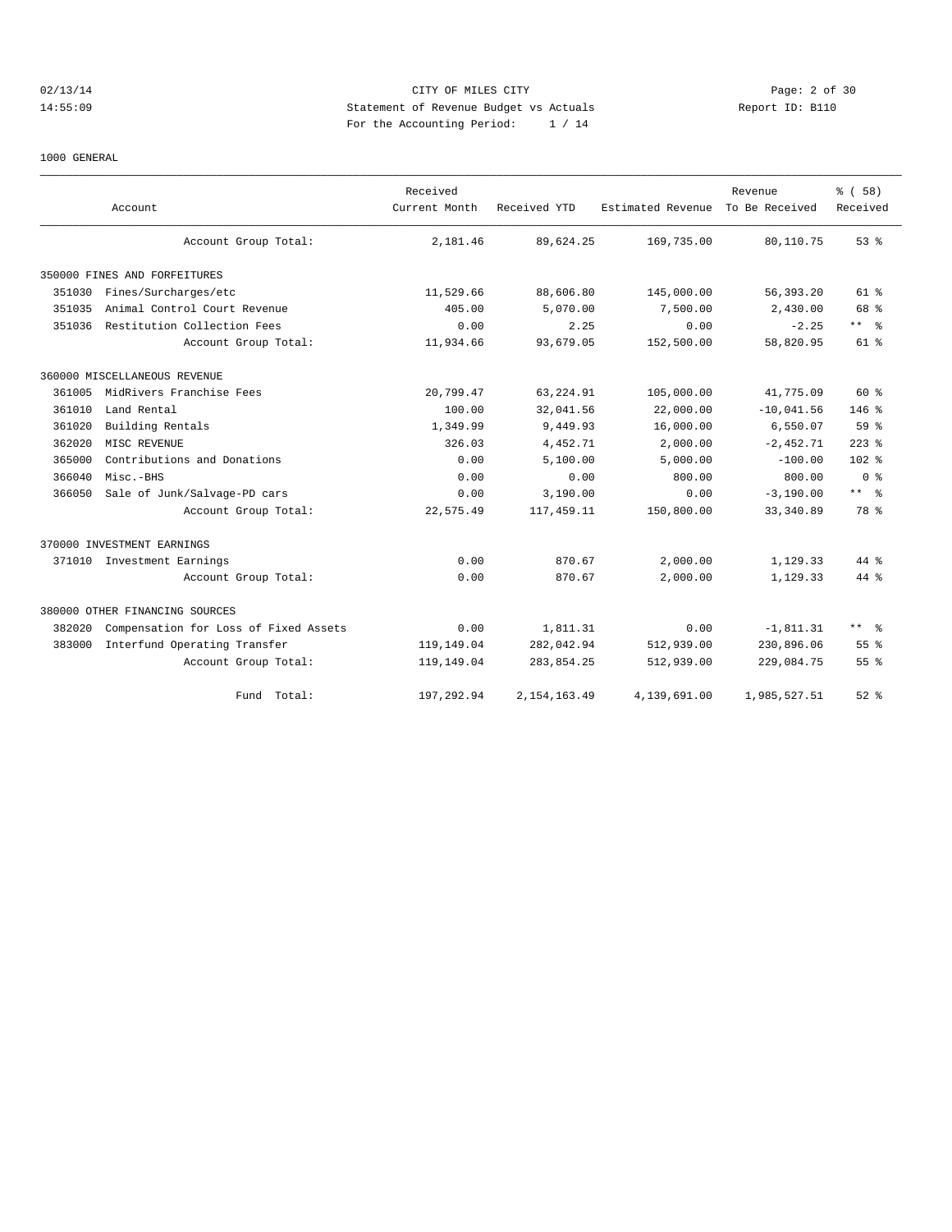1000 GENERAL

| Account | Received Current Month | Received YTD | Estimated Revenue | Revenue To Be Received | % ( 58) Received |
|---|---|---|---|---|---|
| Account Group Total: | 2,181.46 | 89,624.25 | 169,735.00 | 80,110.75 | 53 % |
| **350000 FINES AND FORFEITURES** | | | | | |
| 351030 Fines/Surcharges/etc | 11,529.66 | 88,606.80 | 145,000.00 | 56,393.20 | 61 % |
| 351035 Animal Control Court Revenue | 405.00 | 5,070.00 | 7,500.00 | 2,430.00 | 68 % |
| 351036 Restitution Collection Fees | 0.00 | 2.25 | 0.00 | -2.25 | ** % |
| Account Group Total: | 11,934.66 | 93,679.05 | 152,500.00 | 58,820.95 | 61 % |
| **360000 MISCELLANEOUS REVENUE** | | | | | |
| 361005 MidRivers Franchise Fees | 20,799.47 | 63,224.91 | 105,000.00 | 41,775.09 | 60 % |
| 361010 Land Rental | 100.00 | 32,041.56 | 22,000.00 | -10,041.56 | 146 % |
| 361020 Building Rentals | 1,349.99 | 9,449.93 | 16,000.00 | 6,550.07 | 59 % |
| 362020 MISC REVENUE | 326.03 | 4,452.71 | 2,000.00 | -2,452.71 | 223 % |
| 365000 Contributions and Donations | 0.00 | 5,100.00 | 5,000.00 | -100.00 | 102 % |
| 366040 Misc.-BHS | 0.00 | 0.00 | 800.00 | 800.00 | 0 % |
| 366050 Sale of Junk/Salvage-PD cars | 0.00 | 3,190.00 | 0.00 | -3,190.00 | ** % |
| Account Group Total: | 22,575.49 | 117,459.11 | 150,800.00 | 33,340.89 | 78 % |
| **370000 INVESTMENT EARNINGS** | | | | | |
| 371010 Investment Earnings | 0.00 | 870.67 | 2,000.00 | 1,129.33 | 44 % |
| Account Group Total: | 0.00 | 870.67 | 2,000.00 | 1,129.33 | 44 % |
| **380000 OTHER FINANCING SOURCES** | | | | | |
| 382020 Compensation for Loss of Fixed Assets | 0.00 | 1,811.31 | 0.00 | -1,811.31 | ** % |
| 383000 Interfund Operating Transfer | 119,149.04 | 282,042.94 | 512,939.00 | 230,896.06 | 55 % |
| Account Group Total: | 119,149.04 | 283,854.25 | 512,939.00 | 229,084.75 | 55 % |
| Fund Total: | 197,292.94 | 2,154,163.49 | 4,139,691.00 | 1,985,527.51 | 52 % |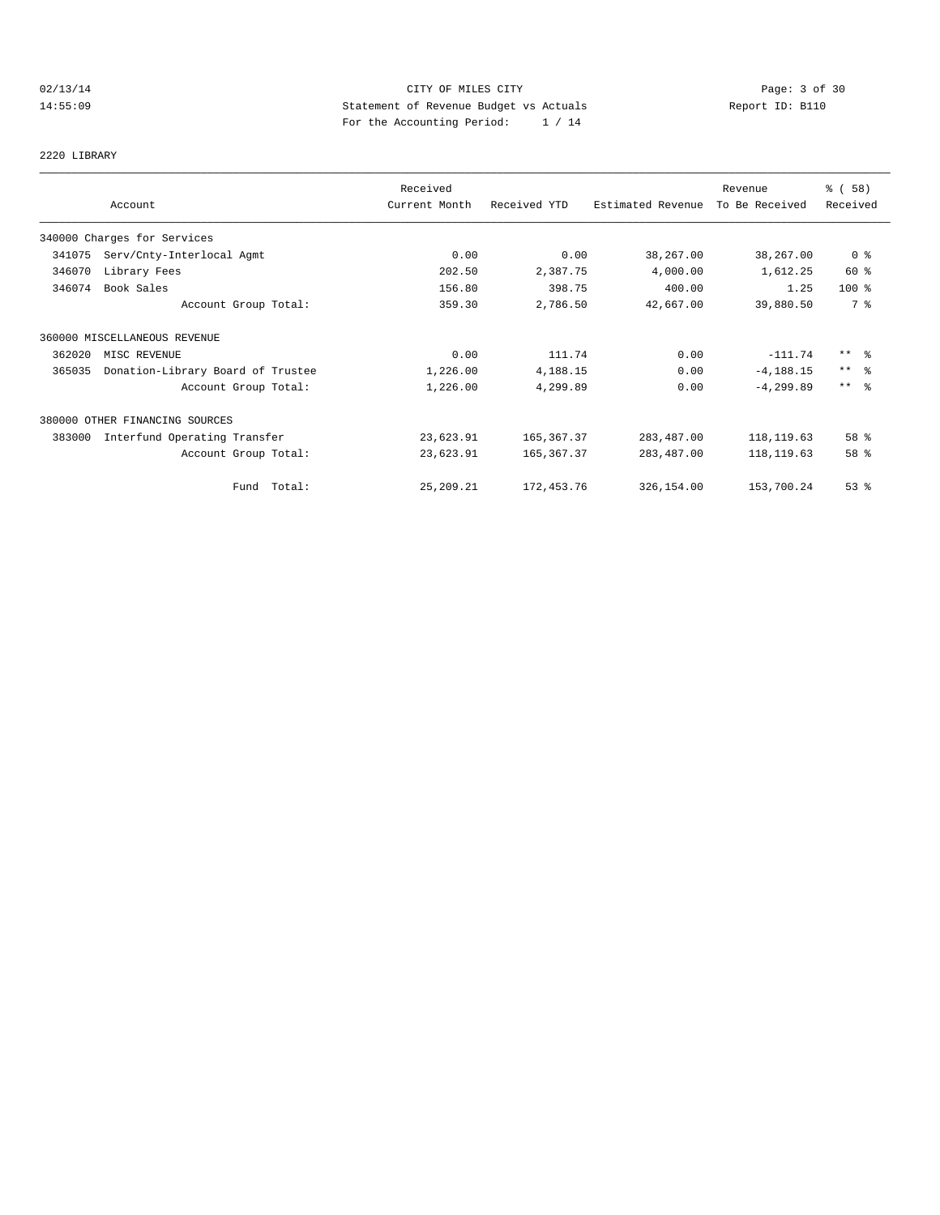CITY OF MILES CITY
Statement of Revenue Budget vs Actuals
For the Accounting Period: 1 / 14

02/13/14
14:55:09

Report ID: B110

## 2220 LIBRARY

| Account | Received Current Month | Received YTD | Estimated Revenue | Revenue To Be Received | % ( 58) Received |
|---|---|---|---|---|---|
| 340000 Charges for Services | | | | | |
| 341075 Serv/Cnty-Interlocal Agmt | 0.00 | 0.00 | 38,267.00 | 38,267.00 | 0 % |
| 346070 Library Fees | 202.50 | 2,387.75 | 4,000.00 | 1,612.25 | 60 % |
| 346074 Book Sales | 156.80 | 398.75 | 400.00 | 1.25 | 100 % |
| Account Group Total: | 359.30 | 2,786.50 | 42,667.00 | 39,880.50 | 7 % |
| 360000 MISCELLANEOUS REVENUE | | | | | |
| 362020 MISC REVENUE | 0.00 | 111.74 | 0.00 | -111.74 | ** % |
| 365035 Donation-Library Board of Trustee | 1,226.00 | 4,188.15 | 0.00 | -4,188.15 | ** % |
| Account Group Total: | 1,226.00 | 4,299.89 | 0.00 | -4,299.89 | ** % |
| 380000 OTHER FINANCING SOURCES | | | | | |
| 383000 Interfund Operating Transfer | 23,623.91 | 165,367.37 | 283,487.00 | 118,119.63 | 58 % |
| Account Group Total: | 23,623.91 | 165,367.37 | 283,487.00 | 118,119.63 | 58 % |
| Fund Total: | 25,209.21 | 172,453.76 | 326,154.00 | 153,700.24 | 53 % |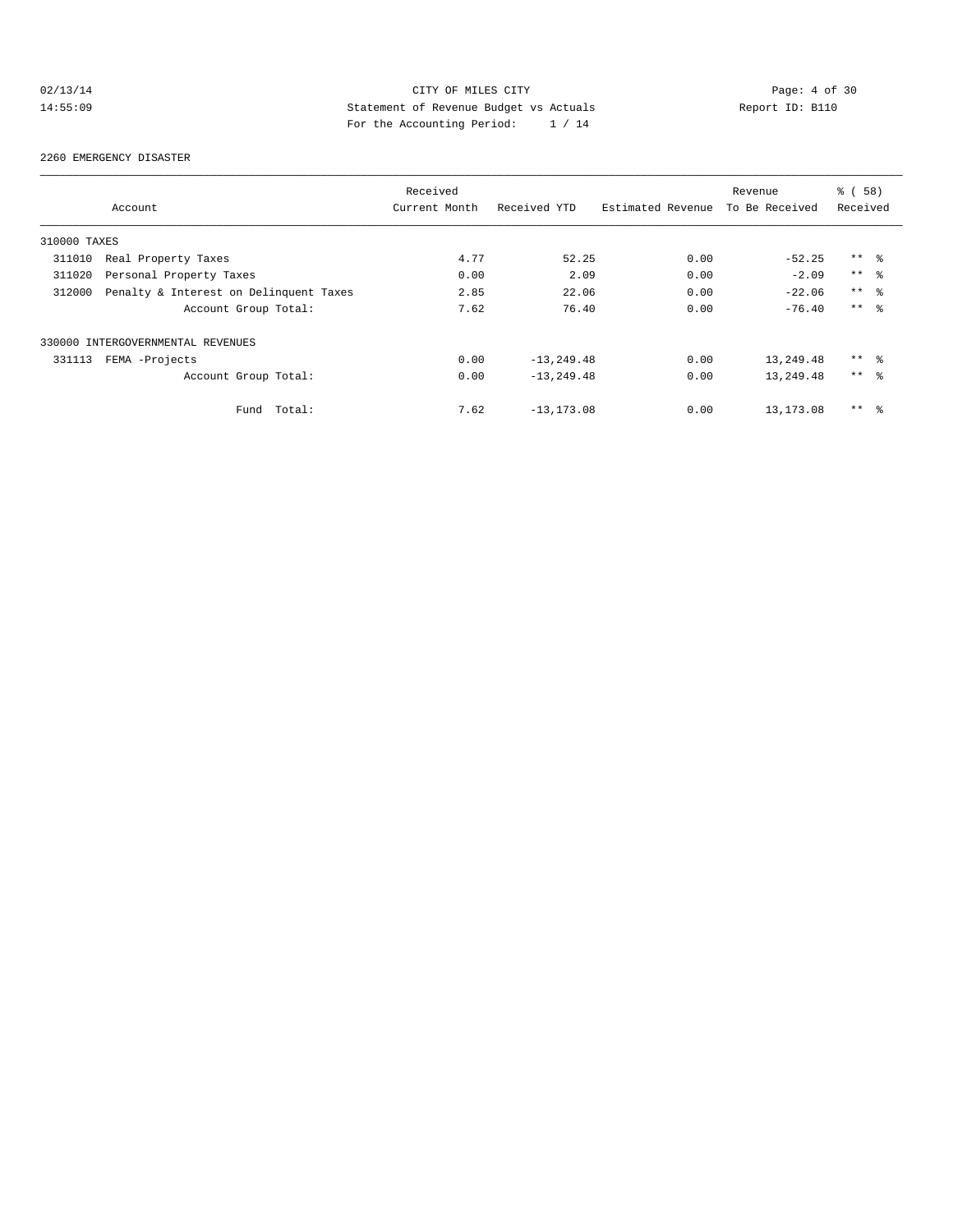CITY OF MILES CITY
Statement of Revenue Budget vs Actuals
For the Accounting Period: 1 / 14

02/13/14 14:55:09 Report ID: B110

2260 EMERGENCY DISASTER

| Account | Received Current Month | Received YTD | Estimated Revenue | Revenue To Be Received | % ( 58) Received |
|---|---|---|---|---|---|
| 310000 TAXES | | | | | |
| 311010 Real Property Taxes | 4.77 | 52.25 | 0.00 | -52.25 | ** % |
| 311020 Personal Property Taxes | 0.00 | 2.09 | 0.00 | -2.09 | ** % |
| 312000 Penalty & Interest on Delinquent Taxes | 2.85 | 22.06 | 0.00 | -22.06 | ** % |
| Account Group Total: | 7.62 | 76.40 | 0.00 | -76.40 | ** % |
| 330000 INTERGOVERNMENTAL REVENUES | | | | | |
| 331113 FEMA -Projects | 0.00 | -13,249.48 | 0.00 | 13,249.48 | ** % |
| Account Group Total: | 0.00 | -13,249.48 | 0.00 | 13,249.48 | ** % |
| Fund Total: | 7.62 | -13,173.08 | 0.00 | 13,173.08 | ** % |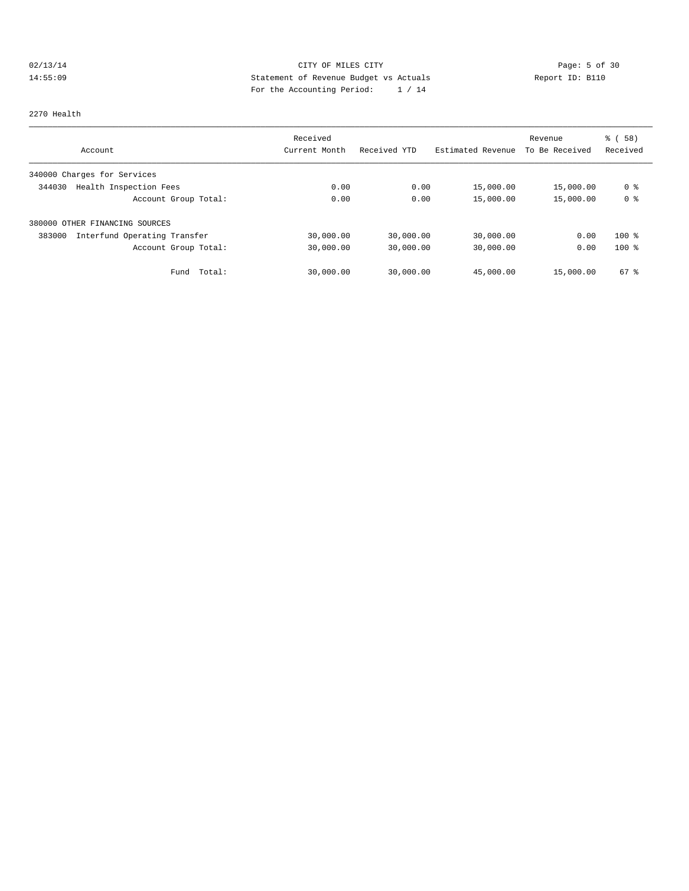CITY OF MILES CITY
Statement of Revenue Budget vs Actuals
For the Accounting Period: 1 / 14

02/13/14 14:55:09 Report ID: B110

2270 Health

| Account | Received Current Month | Received YTD | Estimated Revenue | Revenue To Be Received | % ( 58) Received |
|---|---|---|---|---|---|
| 340000 Charges for Services | | | | | |
| 344030 Health Inspection Fees | 0.00 | 0.00 | 15,000.00 | 15,000.00 | 0 % |
| Account Group Total: | 0.00 | 0.00 | 15,000.00 | 15,000.00 | 0 % |
| 380000 OTHER FINANCING SOURCES | | | | | |
| 383000 Interfund Operating Transfer | 30,000.00 | 30,000.00 | 30,000.00 | 0.00 | 100 % |
| Account Group Total: | 30,000.00 | 30,000.00 | 30,000.00 | 0.00 | 100 % |
| Fund Total: | 30,000.00 | 30,000.00 | 45,000.00 | 15,000.00 | 67 % |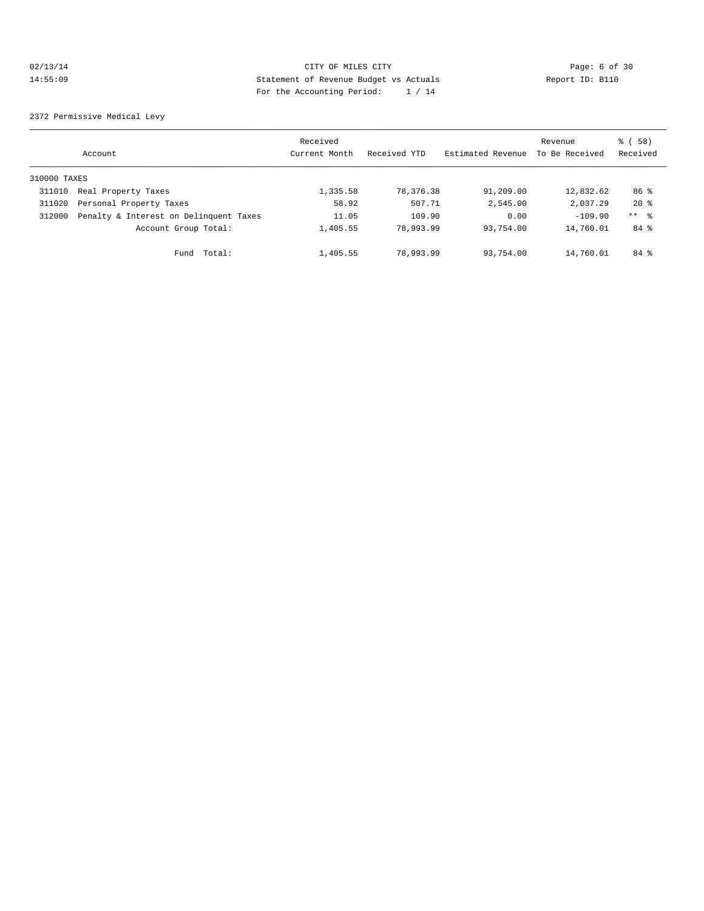CITY OF MILES CITY
Statement of Revenue Budget vs Actuals
For the Accounting Period: 1 / 14

02/13/14
14:55:09

Report ID: B110

2372 Permissive Medical Levy

| Account | | Received Current Month | Received YTD | Estimated Revenue | Revenue To Be Received | % ( 58) Received |
|---|---|---|---|---|---|---|
| 310000 TAXES | | | | | | |
| 311010 | Real Property Taxes | 1,335.58 | 78,376.38 | 91,209.00 | 12,832.62 | 86 % |
| 311020 | Personal Property Taxes | 58.92 | 507.71 | 2,545.00 | 2,037.29 | 20 % |
| 312000 | Penalty & Interest on Delinquent Taxes | 11.05 | 109.90 | 0.00 | -109.90 | ** % |
| | Account Group Total: | 1,405.55 | 78,993.99 | 93,754.00 | 14,760.01 | 84 % |
| | Fund Total: | 1,405.55 | 78,993.99 | 93,754.00 | 14,760.01 | 84 % |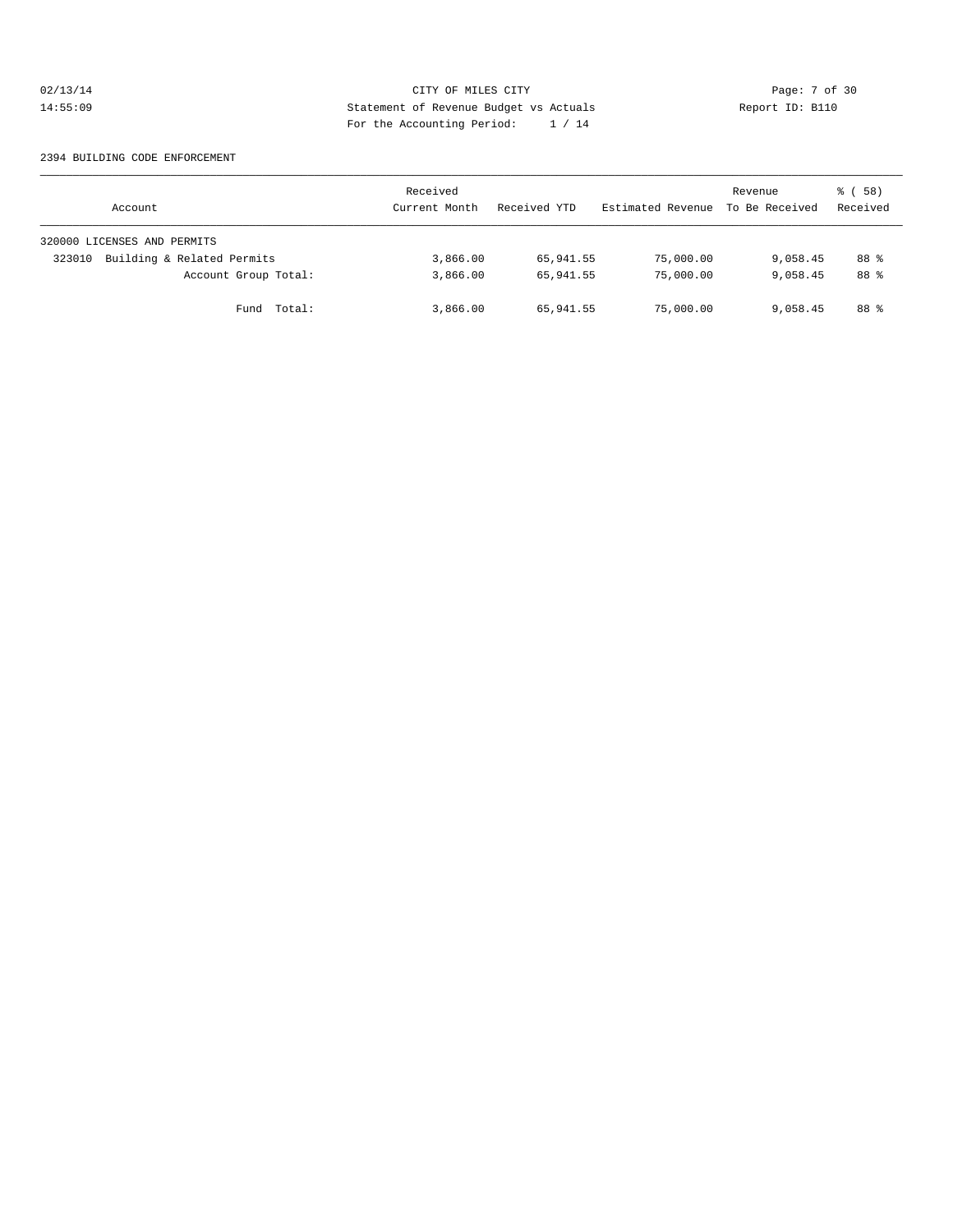CITY OF MILES CITY

Statement of Revenue Budget vs Actuals

For the Accounting Period: 1 / 14

02/13/14
14:55:09

Report ID: B110

2394 BUILDING CODE ENFORCEMENT

| Account | Received Current Month | Received YTD | Estimated Revenue | Revenue To Be Received | % ( 58) Received |
|---|---|---|---|---|---|
| 320000 LICENSES AND PERMITS | | | | | |
| 323010 Building & Related Permits | 3,866.00 | 65,941.55 | 75,000.00 | 9,058.45 | 88 % |
| Account Group Total: | 3,866.00 | 65,941.55 | 75,000.00 | 9,058.45 | 88 % |
| Fund Total: | 3,866.00 | 65,941.55 | 75,000.00 | 9,058.45 | 88 % |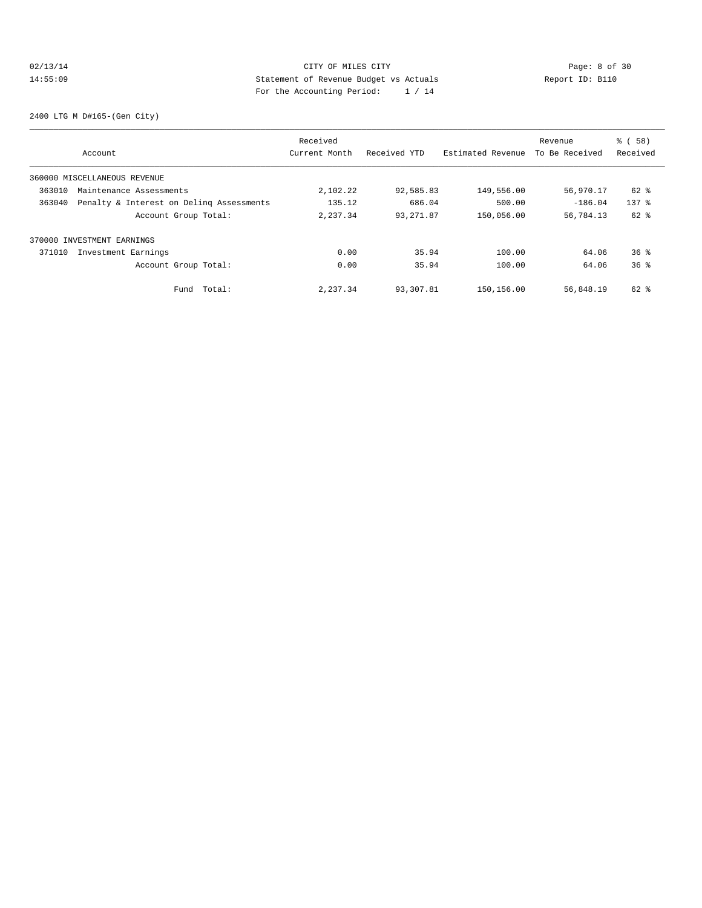CITY OF MILES CITY
Statement of Revenue Budget vs Actuals
For the Accounting Period: 1 / 14

02/13/14
14:55:09

Report ID: B110

2400 LTG M D#165-(Gen City)

| Account | Received Current Month | Received YTD | Estimated Revenue | Revenue To Be Received | % ( 58) Received |
|---|---|---|---|---|---|
| 360000 MISCELLANEOUS REVENUE | | | | | |
| 363010 Maintenance Assessments | 2,102.22 | 92,585.83 | 149,556.00 | 56,970.17 | 62 % |
| 363040 Penalty & Interest on Delinq Assessments | 135.12 | 686.04 | 500.00 | -186.04 | 137 % |
| Account Group Total: | 2,237.34 | 93,271.87 | 150,056.00 | 56,784.13 | 62 % |
| 370000 INVESTMENT EARNINGS | | | | | |
| 371010 Investment Earnings | 0.00 | 35.94 | 100.00 | 64.06 | 36 % |
| Account Group Total: | 0.00 | 35.94 | 100.00 | 64.06 | 36 % |
| Fund Total: | 2,237.34 | 93,307.81 | 150,156.00 | 56,848.19 | 62 % |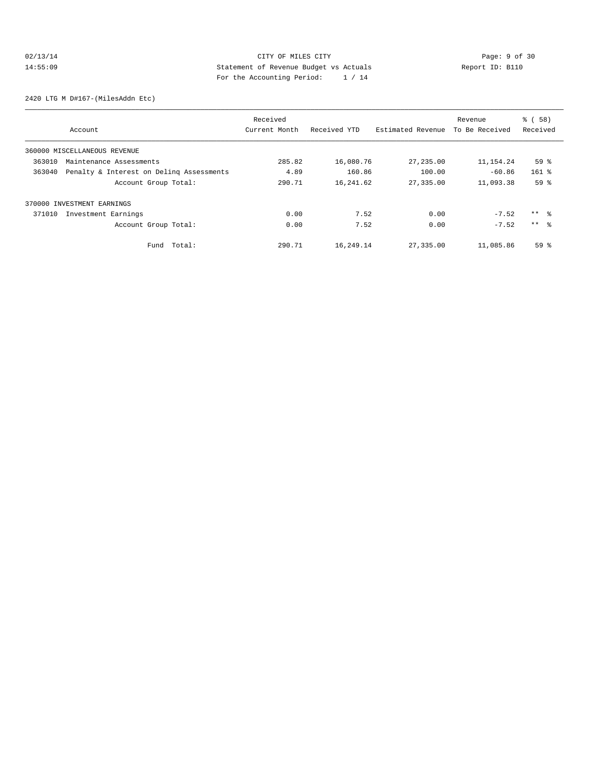CITY OF MILES CITY
Statement of Revenue Budget vs Actuals
For the Accounting Period: 1 / 14

02/13/14
14:55:09

Report ID: B110

2420 LTG M D#167-(MilesAddn Etc)

| Account | Received Current Month | Received YTD | Estimated Revenue | Revenue To Be Received | % ( 58) Received |
|---|---|---|---|---|---|
| 360000 MISCELLANEOUS REVENUE | | | | | |
| 363010 Maintenance Assessments | 285.82 | 16,080.76 | 27,235.00 | 11,154.24 | 59 % |
| 363040 Penalty & Interest on Delinq Assessments | 4.89 | 160.86 | 100.00 | -60.86 | 161 % |
| Account Group Total: | 290.71 | 16,241.62 | 27,335.00 | 11,093.38 | 59 % |
| 370000 INVESTMENT EARNINGS | | | | | |
| 371010 Investment Earnings | 0.00 | 7.52 | 0.00 | -7.52 | ** % |
| Account Group Total: | 0.00 | 7.52 | 0.00 | -7.52 | ** % |
| Fund Total: | 290.71 | 16,249.14 | 27,335.00 | 11,085.86 | 59 % |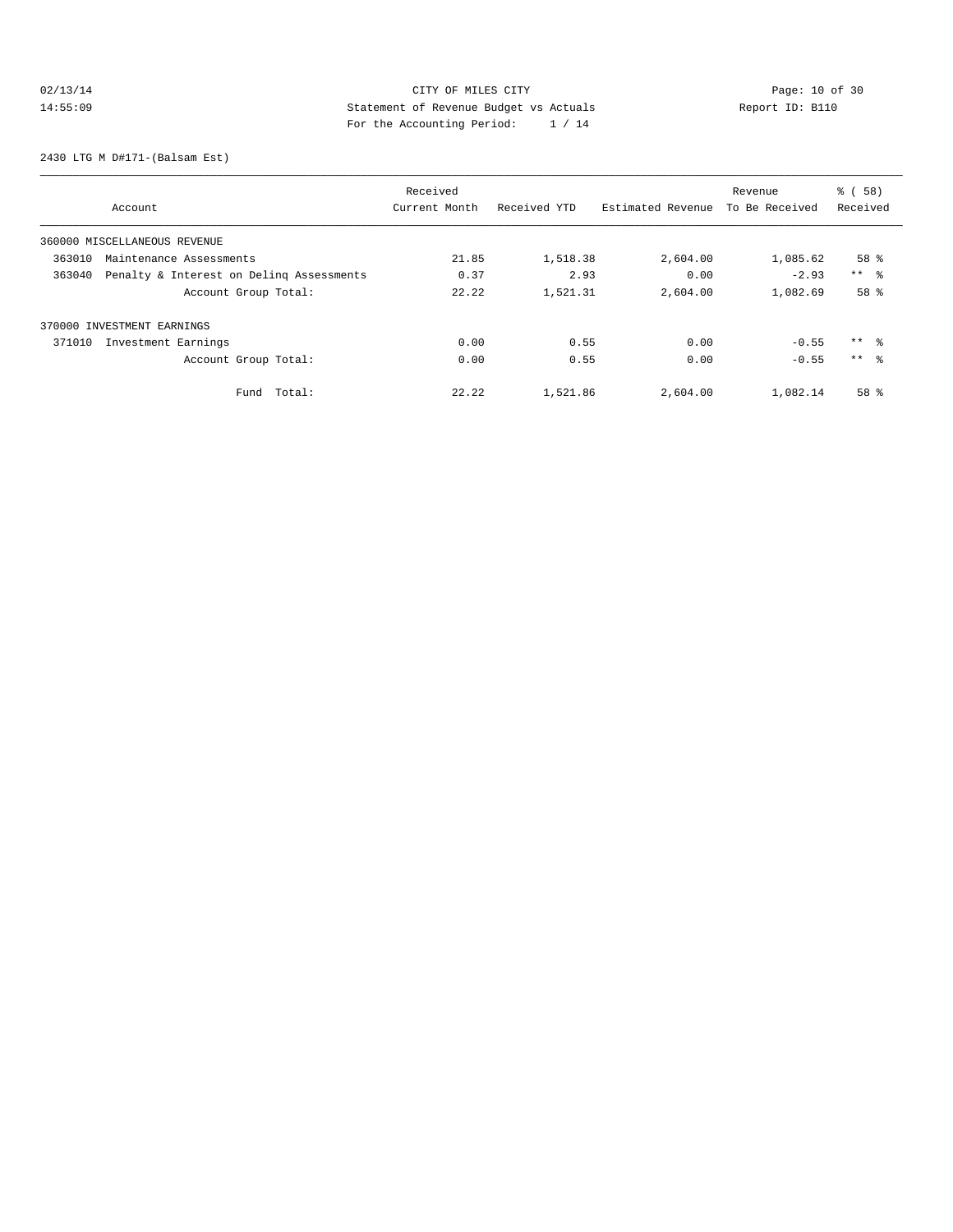CITY OF MILES CITY
Statement of Revenue Budget vs Actuals
For the Accounting Period: 1 / 14

02/13/14
14:55:09

Report ID: B110

2430 LTG M D#171-(Balsam Est)

| Account | Received Current Month | Received YTD | Estimated Revenue | Revenue To Be Received | % ( 58) Received |
|---|---|---|---|---|---|
| 360000 MISCELLANEOUS REVENUE | | | | | |
| 363010 Maintenance Assessments | 21.85 | 1,518.38 | 2,604.00 | 1,085.62 | 58 % |
| 363040 Penalty & Interest on Delinq Assessments | 0.37 | 2.93 | 0.00 | -2.93 | ** % |
| Account Group Total: | 22.22 | 1,521.31 | 2,604.00 | 1,082.69 | 58 % |
| 370000 INVESTMENT EARNINGS | | | | | |
| 371010 Investment Earnings | 0.00 | 0.55 | 0.00 | -0.55 | ** % |
| Account Group Total: | 0.00 | 0.55 | 0.00 | -0.55 | ** % |
| Fund Total: | 22.22 | 1,521.86 | 2,604.00 | 1,082.14 | 58 % |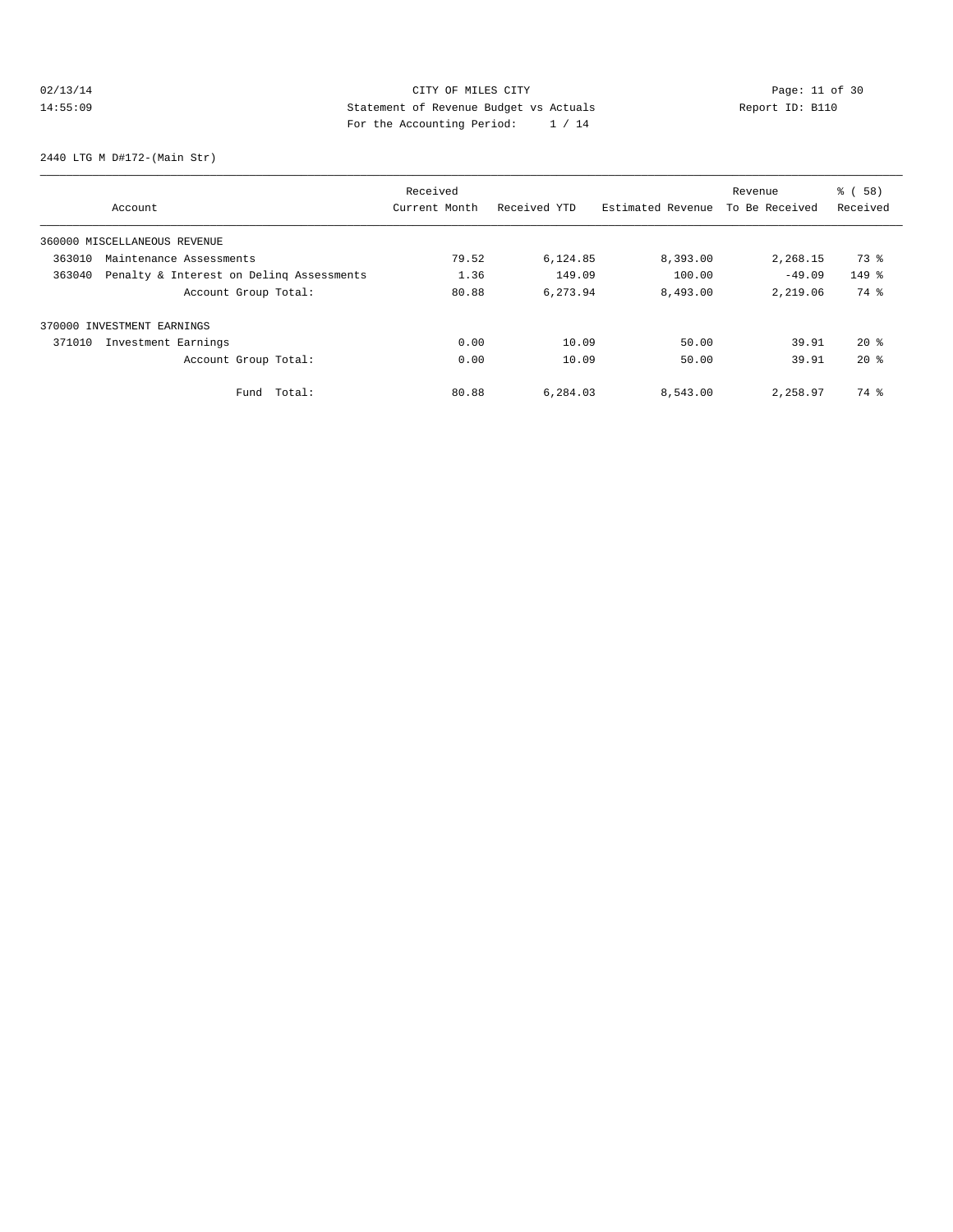CITY OF MILES CITY
Statement of Revenue Budget vs Actuals
For the Accounting Period: 1 / 14

02/13/14
14:55:09

Report ID: B110

2440 LTG M D#172-(Main Str)

| Account | Received Current Month | Received YTD | Estimated Revenue | Revenue To Be Received | % ( 58) Received |
|---|---|---|---|---|---|
| 360000 MISCELLANEOUS REVENUE | | | | | |
| 363010 Maintenance Assessments | 79.52 | 6,124.85 | 8,393.00 | 2,268.15 | 73 % |
| 363040 Penalty & Interest on Delinq Assessments | 1.36 | 149.09 | 100.00 | -49.09 | 149 % |
| Account Group Total: | 80.88 | 6,273.94 | 8,493.00 | 2,219.06 | 74 % |
| 370000 INVESTMENT EARNINGS | | | | | |
| 371010 Investment Earnings | 0.00 | 10.09 | 50.00 | 39.91 | 20 % |
| Account Group Total: | 0.00 | 10.09 | 50.00 | 39.91 | 20 % |
| Fund Total: | 80.88 | 6,284.03 | 8,543.00 | 2,258.97 | 74 % |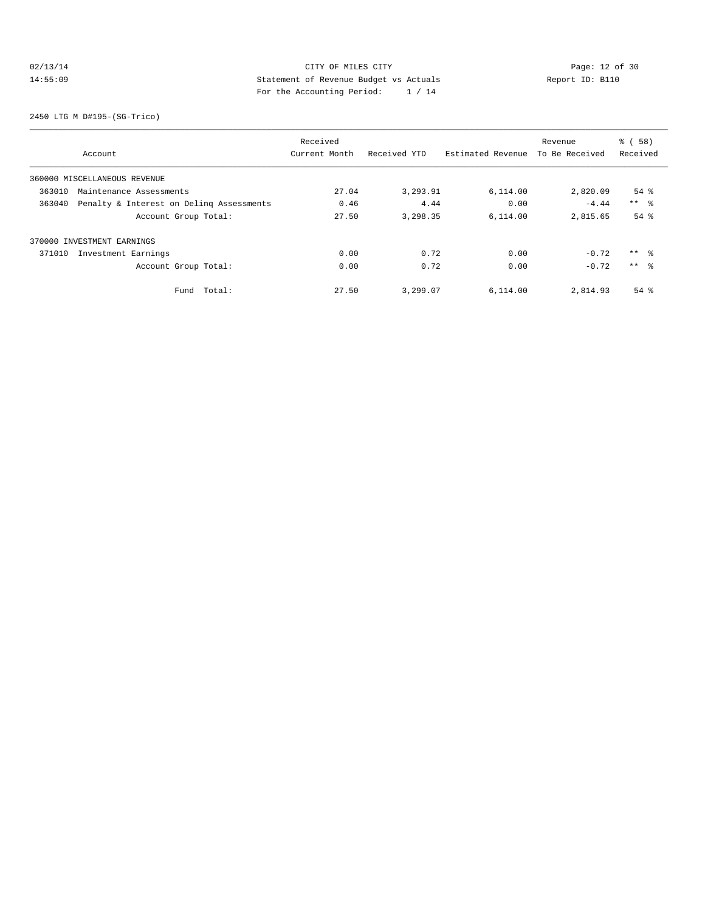CITY OF MILES CITY
Statement of Revenue Budget vs Actuals
For the Accounting Period: 1 / 14

02/13/14
14:55:09

Report ID: B110

2450 LTG M D#195-(SG-Trico)

| Account | Received Current Month | Received YTD | Estimated Revenue | Revenue To Be Received | % ( 58) Received |
|---|---|---|---|---|---|
| 360000 MISCELLANEOUS REVENUE | | | | | |
| 363010 Maintenance Assessments | 27.04 | 3,293.91 | 6,114.00 | 2,820.09 | 54 % |
| 363040 Penalty & Interest on Delinq Assessments | 0.46 | 4.44 | 0.00 | -4.44 | ** % |
| Account Group Total: | 27.50 | 3,298.35 | 6,114.00 | 2,815.65 | 54 % |
| 370000 INVESTMENT EARNINGS | | | | | |
| 371010 Investment Earnings | 0.00 | 0.72 | 0.00 | -0.72 | ** % |
| Account Group Total: | 0.00 | 0.72 | 0.00 | -0.72 | ** % |
| Fund Total: | 27.50 | 3,299.07 | 6,114.00 | 2,814.93 | 54 % |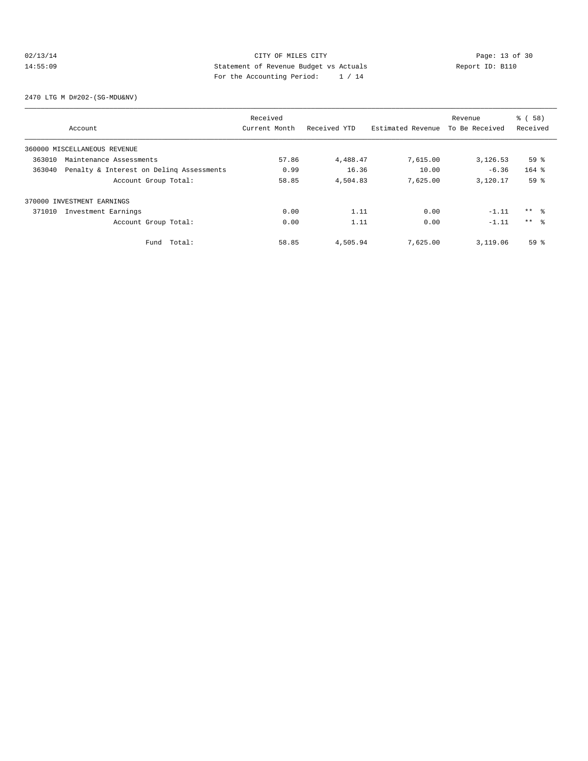CITY OF MILES CITY
Statement of Revenue Budget vs Actuals
For the Accounting Period: 1 / 14

02/13/14
14:55:09

Report ID: B110

2470 LTG M D#202-(SG-MDU&NV)

| Account | Received Current Month | Received YTD | Estimated Revenue | Revenue To Be Received | % ( 58) Received |
|---|---|---|---|---|---|
| 360000 MISCELLANEOUS REVENUE | | | | | |
| 363010 Maintenance Assessments | 57.86 | 4,488.47 | 7,615.00 | 3,126.53 | 59 % |
| 363040 Penalty & Interest on Delinq Assessments | 0.99 | 16.36 | 10.00 | -6.36 | 164 % |
| Account Group Total: | 58.85 | 4,504.83 | 7,625.00 | 3,120.17 | 59 % |
| 370000 INVESTMENT EARNINGS | | | | | |
| 371010 Investment Earnings | 0.00 | 1.11 | 0.00 | -1.11 | ** % |
| Account Group Total: | 0.00 | 1.11 | 0.00 | -1.11 | ** % |
| Fund Total: | 58.85 | 4,505.94 | 7,625.00 | 3,119.06 | 59 % |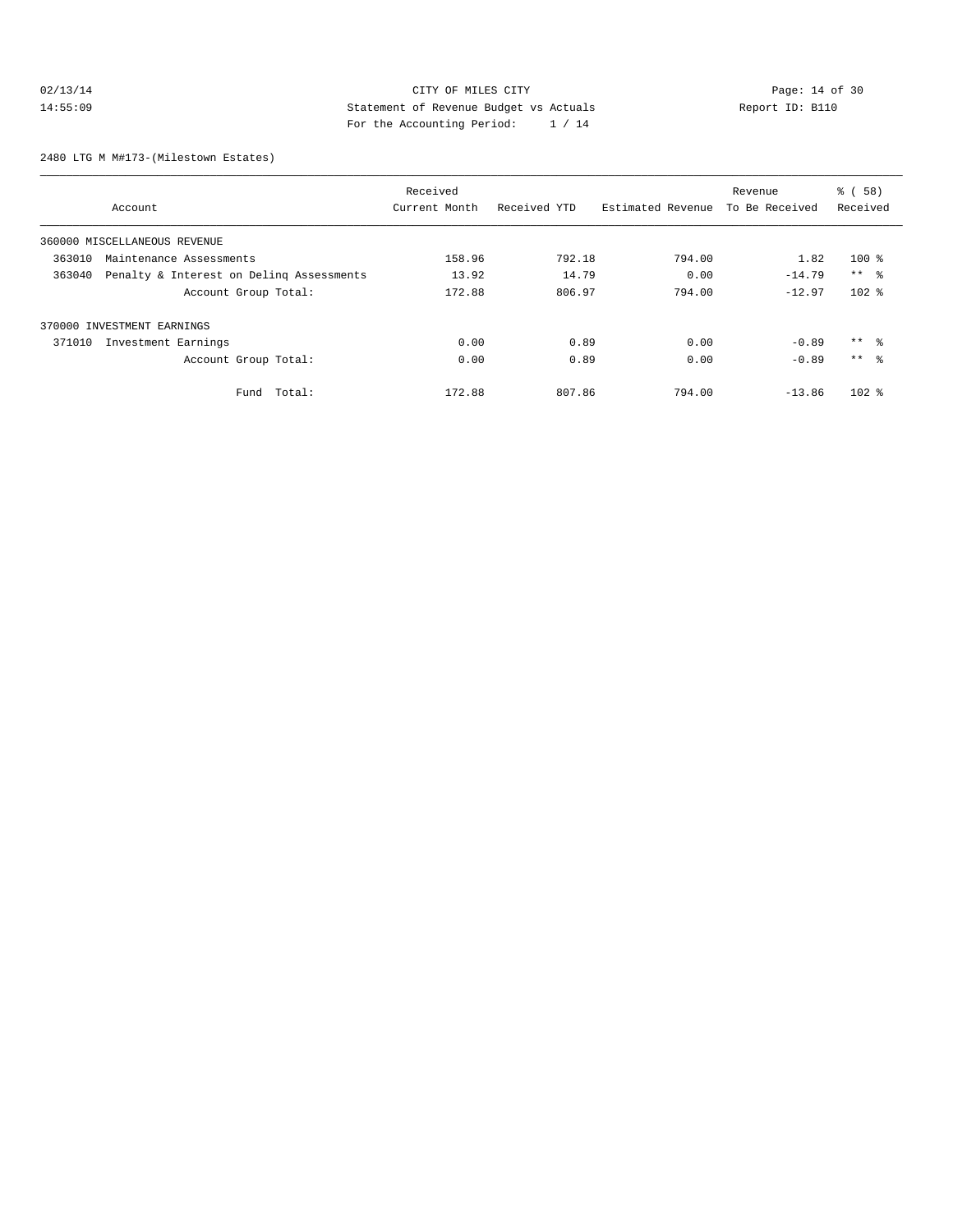CITY OF MILES CITY
Statement of Revenue Budget vs Actuals
For the Accounting Period: 1 / 14

02/13/14
14:55:09

Report ID: B110

2480 LTG M M#173-(Milestown Estates)

| Account | Received Current Month | Received YTD | Estimated Revenue | Revenue To Be Received | % ( 58) Received |
|---|---|---|---|---|---|
| 360000 MISCELLANEOUS REVENUE | | | | | |
| 363010 Maintenance Assessments | 158.96 | 792.18 | 794.00 | 1.82 | 100 % |
| 363040 Penalty & Interest on Delinq Assessments | 13.92 | 14.79 | 0.00 | -14.79 | ** % |
| Account Group Total: | 172.88 | 806.97 | 794.00 | -12.97 | 102 % |
| 370000 INVESTMENT EARNINGS | | | | | |
| 371010 Investment Earnings | 0.00 | 0.89 | 0.00 | -0.89 | ** % |
| Account Group Total: | 0.00 | 0.89 | 0.00 | -0.89 | ** % |
| Fund Total: | 172.88 | 807.86 | 794.00 | -13.86 | 102 % |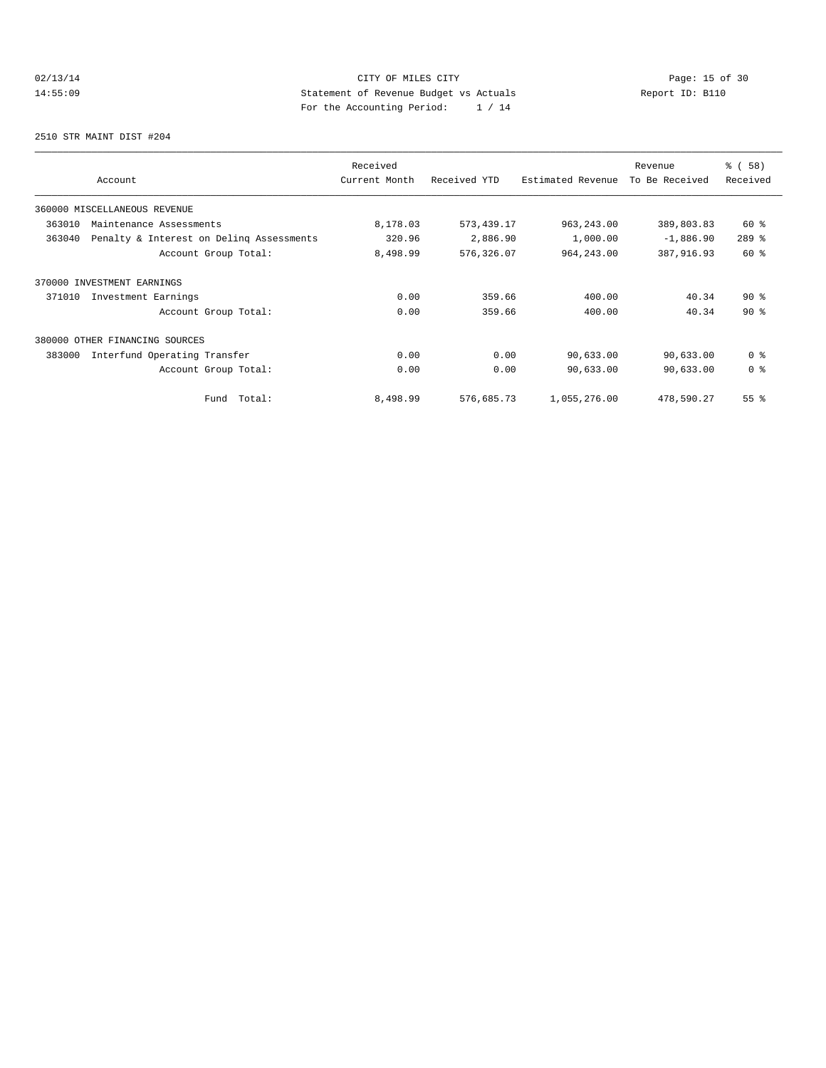CITY OF MILES CITY
Statement of Revenue Budget vs Actuals
For the Accounting Period: 1 / 14

02/13/14
14:55:09

Report ID: B110

2510 STR MAINT DIST #204

| Account | Received Current Month | Received YTD | Estimated Revenue | Revenue To Be Received | % ( 58) Received |
|---|---|---|---|---|---|
| 360000 MISCELLANEOUS REVENUE | | | | | |
| 363010 Maintenance Assessments | 8,178.03 | 573,439.17 | 963,243.00 | 389,803.83 | 60 % |
| 363040 Penalty & Interest on Delinq Assessments | 320.96 | 2,886.90 | 1,000.00 | -1,886.90 | 289 % |
| Account Group Total: | 8,498.99 | 576,326.07 | 964,243.00 | 387,916.93 | 60 % |
| 370000 INVESTMENT EARNINGS | | | | | |
| 371010 Investment Earnings | 0.00 | 359.66 | 400.00 | 40.34 | 90 % |
| Account Group Total: | 0.00 | 359.66 | 400.00 | 40.34 | 90 % |
| 380000 OTHER FINANCING SOURCES | | | | | |
| 383000 Interfund Operating Transfer | 0.00 | 0.00 | 90,633.00 | 90,633.00 | 0 % |
| Account Group Total: | 0.00 | 0.00 | 90,633.00 | 90,633.00 | 0 % |
| Fund Total: | 8,498.99 | 576,685.73 | 1,055,276.00 | 478,590.27 | 55 % |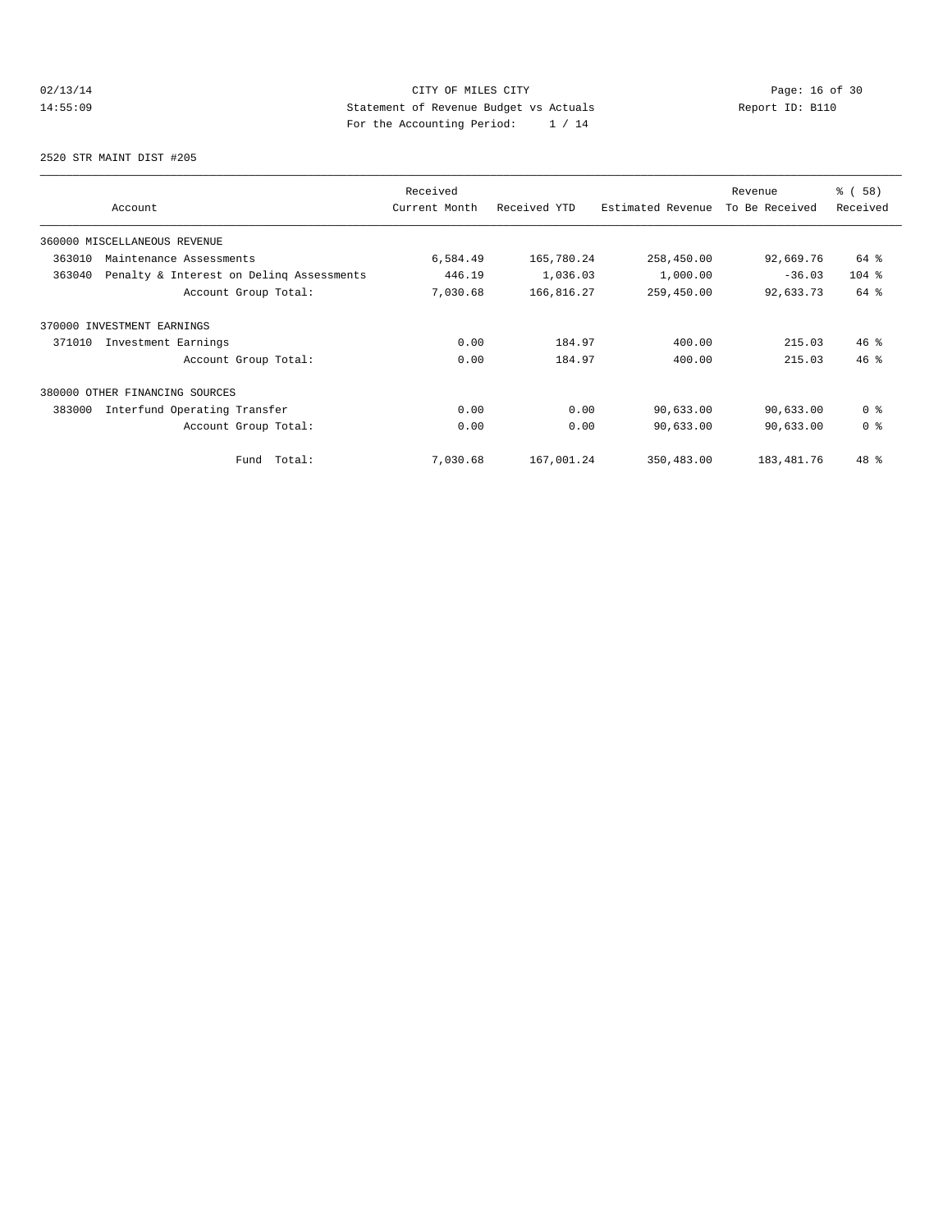CITY OF MILES CITY
Statement of Revenue Budget vs Actuals
For the Accounting Period: 1 / 14

02/13/14
14:55:09

Report ID: B110

2520 STR MAINT DIST #205

| Account | Received Current Month | Received YTD | Estimated Revenue | Revenue To Be Received | % ( 58) Received |
|---|---|---|---|---|---|
| 360000 MISCELLANEOUS REVENUE | | | | | |
| 363010 Maintenance Assessments | 6,584.49 | 165,780.24 | 258,450.00 | 92,669.76 | 64 % |
| 363040 Penalty & Interest on Delinq Assessments | 446.19 | 1,036.03 | 1,000.00 | -36.03 | 104 % |
| Account Group Total: | 7,030.68 | 166,816.27 | 259,450.00 | 92,633.73 | 64 % |
| 370000 INVESTMENT EARNINGS | | | | | |
| 371010 Investment Earnings | 0.00 | 184.97 | 400.00 | 215.03 | 46 % |
| Account Group Total: | 0.00 | 184.97 | 400.00 | 215.03 | 46 % |
| 380000 OTHER FINANCING SOURCES | | | | | |
| 383000 Interfund Operating Transfer | 0.00 | 0.00 | 90,633.00 | 90,633.00 | 0 % |
| Account Group Total: | 0.00 | 0.00 | 90,633.00 | 90,633.00 | 0 % |
| Fund Total: | 7,030.68 | 167,001.24 | 350,483.00 | 183,481.76 | 48 % |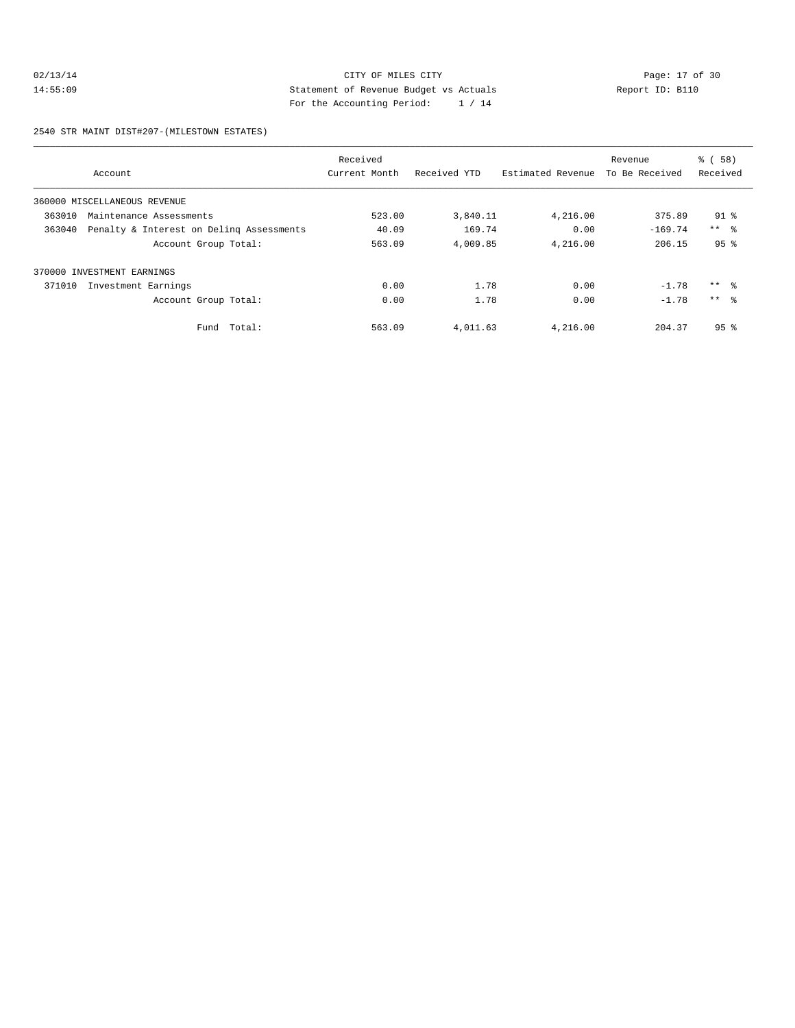CITY OF MILES CITY

Statement of Revenue Budget vs Actuals

For the Accounting Period: 1 / 14

02/13/14 14:55:09 Report ID: B110

2540 STR MAINT DIST#207-(MILESTOWN ESTATES)

| Account | Received Current Month | Received YTD | Estimated Revenue | Revenue To Be Received | % ( 58) Received |
|---|---|---|---|---|---|
| 360000 MISCELLANEOUS REVENUE | | | | | |
| 363010 Maintenance Assessments | 523.00 | 3,840.11 | 4,216.00 | 375.89 | 91 % |
| 363040 Penalty & Interest on Delinq Assessments | 40.09 | 169.74 | 0.00 | -169.74 | ** % |
| Account Group Total: | 563.09 | 4,009.85 | 4,216.00 | 206.15 | 95 % |
| 370000 INVESTMENT EARNINGS | | | | | |
| 371010 Investment Earnings | 0.00 | 1.78 | 0.00 | -1.78 | ** % |
| Account Group Total: | 0.00 | 1.78 | 0.00 | -1.78 | ** % |
| Fund Total: | 563.09 | 4,011.63 | 4,216.00 | 204.37 | 95 % |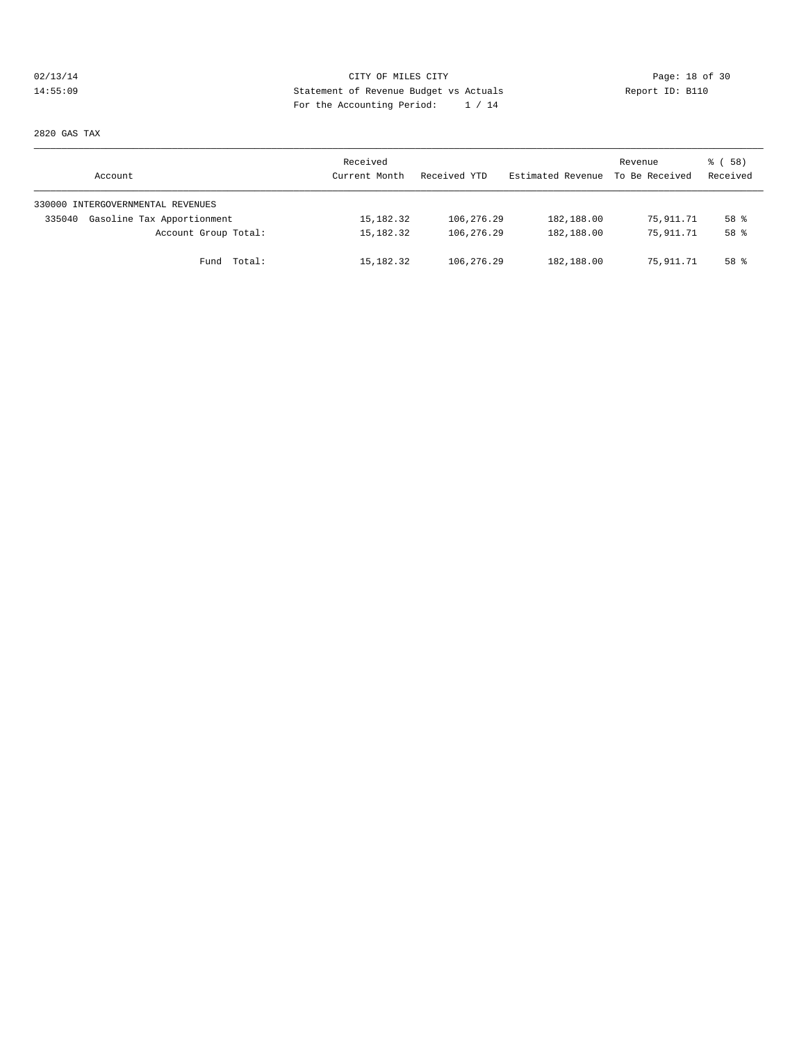CITY OF MILES CITY
Statement of Revenue Budget vs Actuals
For the Accounting Period: 1 / 14

02/13/14
14:55:09

Report ID: B110

2820 GAS TAX

| Account | Received Current Month | Received YTD | Estimated Revenue | Revenue To Be Received | % ( 58) Received |
|---|---|---|---|---|---|
| 330000 INTERGOVERNMENTAL REVENUES | | | | | |
| 335040 Gasoline Tax Apportionment | 15,182.32 | 106,276.29 | 182,188.00 | 75,911.71 | 58 % |
| Account Group Total: | 15,182.32 | 106,276.29 | 182,188.00 | 75,911.71 | 58 % |
| Fund Total: | 15,182.32 | 106,276.29 | 182,188.00 | 75,911.71 | 58 % |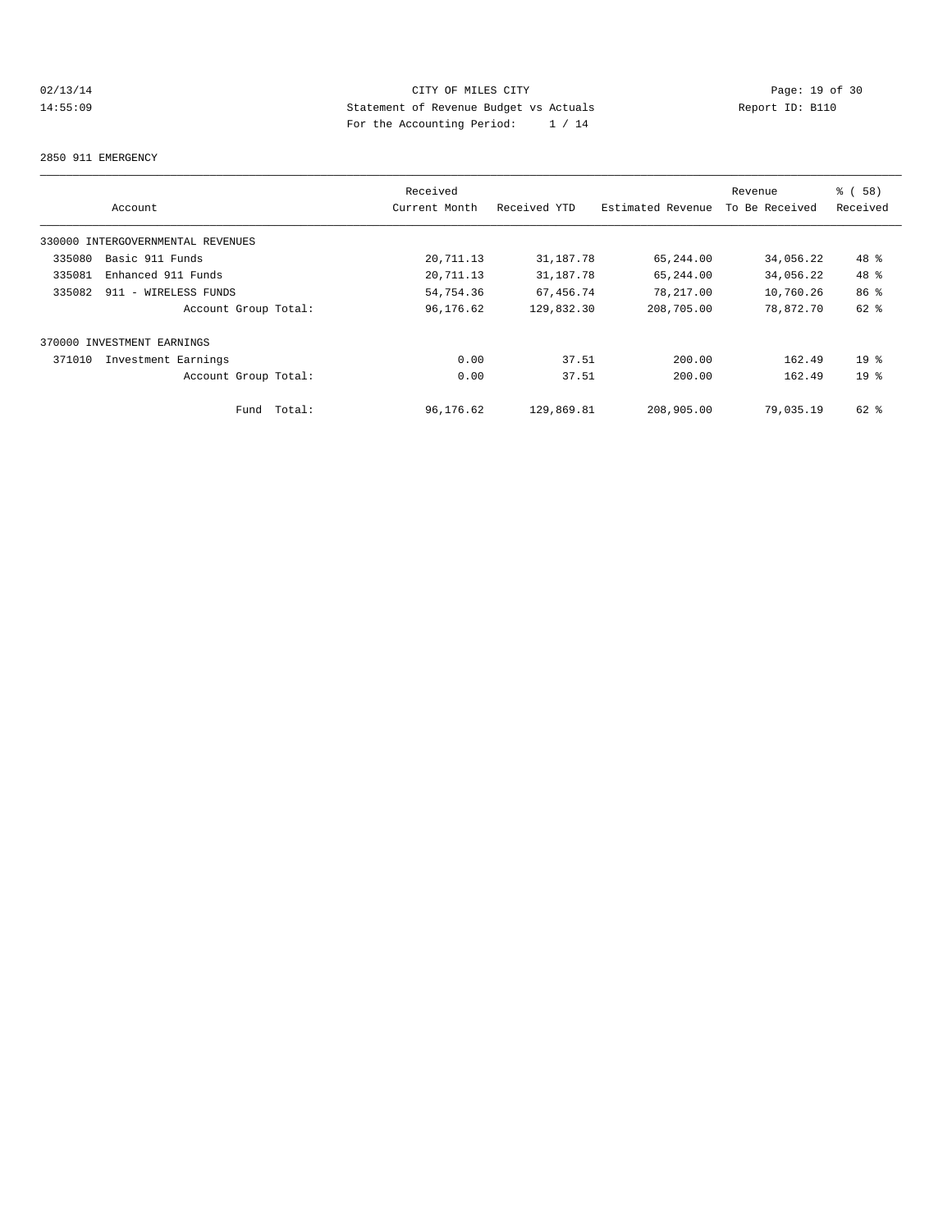CITY OF MILES CITY
Statement of Revenue Budget vs Actuals
For the Accounting Period: 1 / 14

02/13/14
14:55:09

Report ID: B110

2850 911 EMERGENCY

| Account | Received Current Month | Received YTD | Estimated Revenue | Revenue To Be Received | % ( 58) Received |
|---|---|---|---|---|---|
| 330000 INTERGOVERNMENTAL REVENUES | | | | | |
| 335080 Basic 911 Funds | 20,711.13 | 31,187.78 | 65,244.00 | 34,056.22 | 48 % |
| 335081 Enhanced 911 Funds | 20,711.13 | 31,187.78 | 65,244.00 | 34,056.22 | 48 % |
| 335082 911 - WIRELESS FUNDS | 54,754.36 | 67,456.74 | 78,217.00 | 10,760.26 | 86 % |
| Account Group Total: | 96,176.62 | 129,832.30 | 208,705.00 | 78,872.70 | 62 % |
| 370000 INVESTMENT EARNINGS | | | | | |
| 371010 Investment Earnings | 0.00 | 37.51 | 200.00 | 162.49 | 19 % |
| Account Group Total: | 0.00 | 37.51 | 200.00 | 162.49 | 19 % |
| Fund Total: | 96,176.62 | 129,869.81 | 208,905.00 | 79,035.19 | 62 % |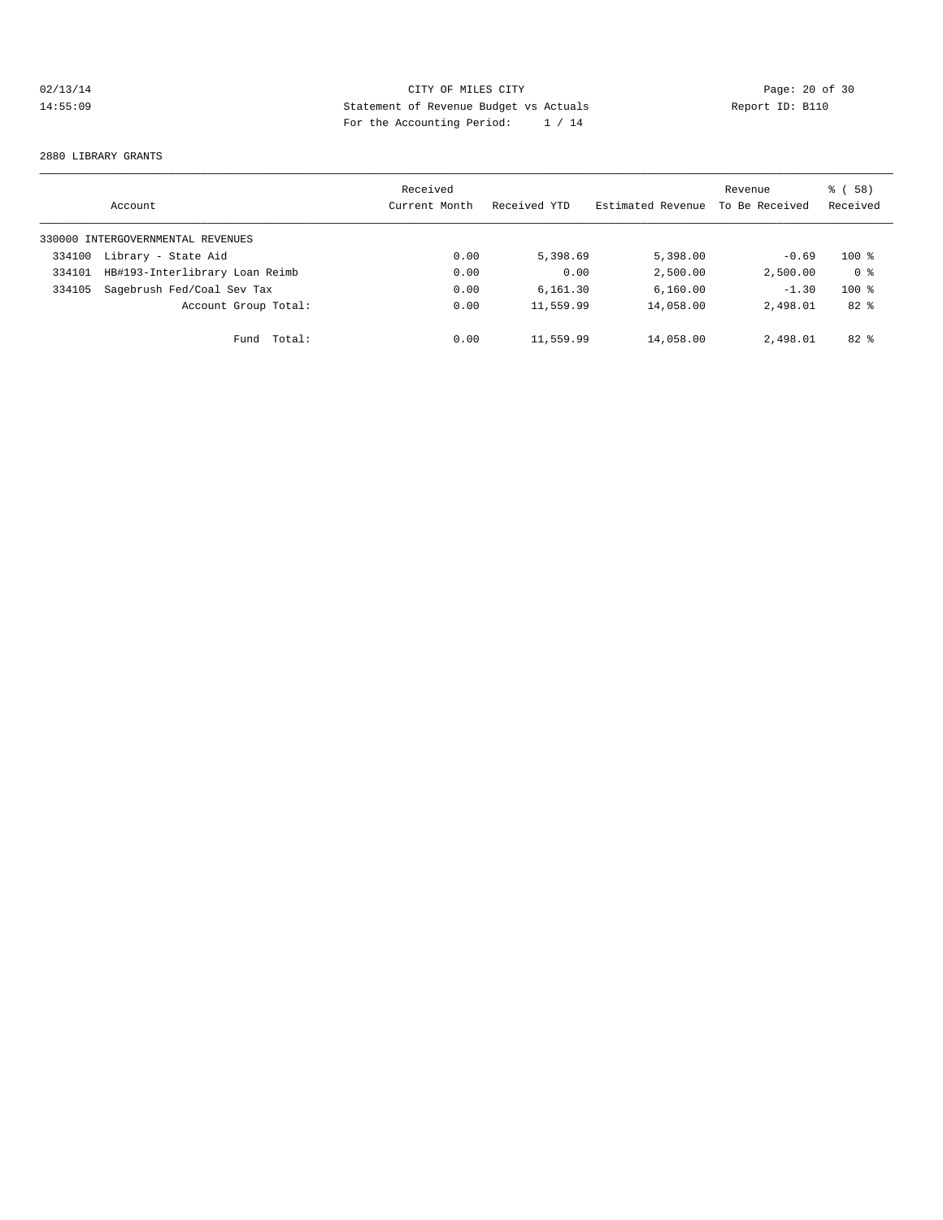CITY OF MILES CITY
Statement of Revenue Budget vs Actuals
For the Accounting Period: 1 / 14

02/13/14
14:55:09

Report ID: B110

2880 LIBRARY GRANTS

| Account | Received Current Month | Received YTD | Estimated Revenue | Revenue To Be Received | % ( 58) Received |
|---|---|---|---|---|---|
| 330000 INTERGOVERNMENTAL REVENUES | | | | | |
| 334100 Library - State Aid | 0.00 | 5,398.69 | 5,398.00 | -0.69 | 100 % |
| 334101 HB#193-Interlibrary Loan Reimb | 0.00 | 0.00 | 2,500.00 | 2,500.00 | 0 % |
| 334105 Sagebrush Fed/Coal Sev Tax | 0.00 | 6,161.30 | 6,160.00 | -1.30 | 100 % |
| Account Group Total: | 0.00 | 11,559.99 | 14,058.00 | 2,498.01 | 82 % |
| Fund Total: | 0.00 | 11,559.99 | 14,058.00 | 2,498.01 | 82 % |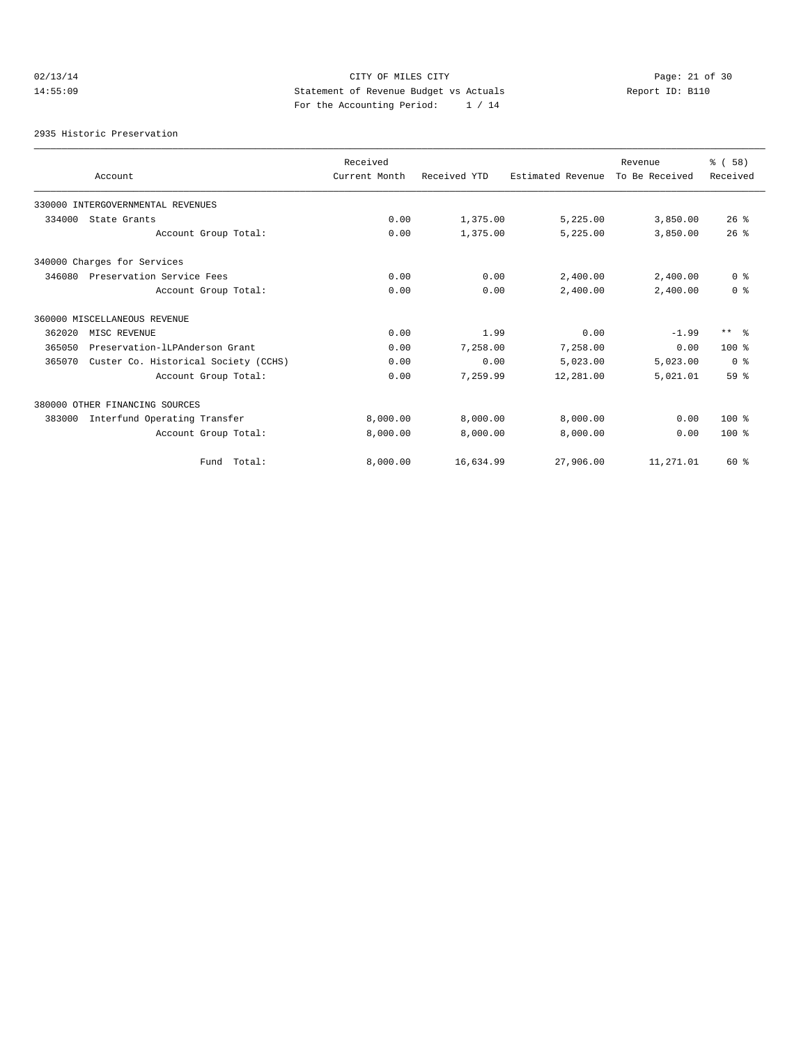CITY OF MILES CITY
Statement of Revenue Budget vs Actuals
For the Accounting Period: 1 / 14

02/13/14
14:55:09

Report ID: B110

2935 Historic Preservation

| Account | Received Current Month | Received YTD | Estimated Revenue | Revenue To Be Received | % ( 58) Received |
|---|---|---|---|---|---|
| 330000 INTERGOVERNMENTAL REVENUES | | | | | |
| 334000 State Grants | 0.00 | 1,375.00 | 5,225.00 | 3,850.00 | 26 % |
| Account Group Total: | 0.00 | 1,375.00 | 5,225.00 | 3,850.00 | 26 % |
| 340000 Charges for Services | | | | | |
| 346080 Preservation Service Fees | 0.00 | 0.00 | 2,400.00 | 2,400.00 | 0 % |
| Account Group Total: | 0.00 | 0.00 | 2,400.00 | 2,400.00 | 0 % |
| 360000 MISCELLANEOUS REVENUE | | | | | |
| 362020 MISC REVENUE | 0.00 | 1.99 | 0.00 | -1.99 | ** % |
| 365050 Preservation-lLPAnderson Grant | 0.00 | 7,258.00 | 7,258.00 | 0.00 | 100 % |
| 365070 Custer Co. Historical Society (CCHS) | 0.00 | 0.00 | 5,023.00 | 5,023.00 | 0 % |
| Account Group Total: | 0.00 | 7,259.99 | 12,281.00 | 5,021.01 | 59 % |
| 380000 OTHER FINANCING SOURCES | | | | | |
| 383000 Interfund Operating Transfer | 8,000.00 | 8,000.00 | 8,000.00 | 0.00 | 100 % |
| Account Group Total: | 8,000.00 | 8,000.00 | 8,000.00 | 0.00 | 100 % |
| Fund Total: | 8,000.00 | 16,634.99 | 27,906.00 | 11,271.01 | 60 % |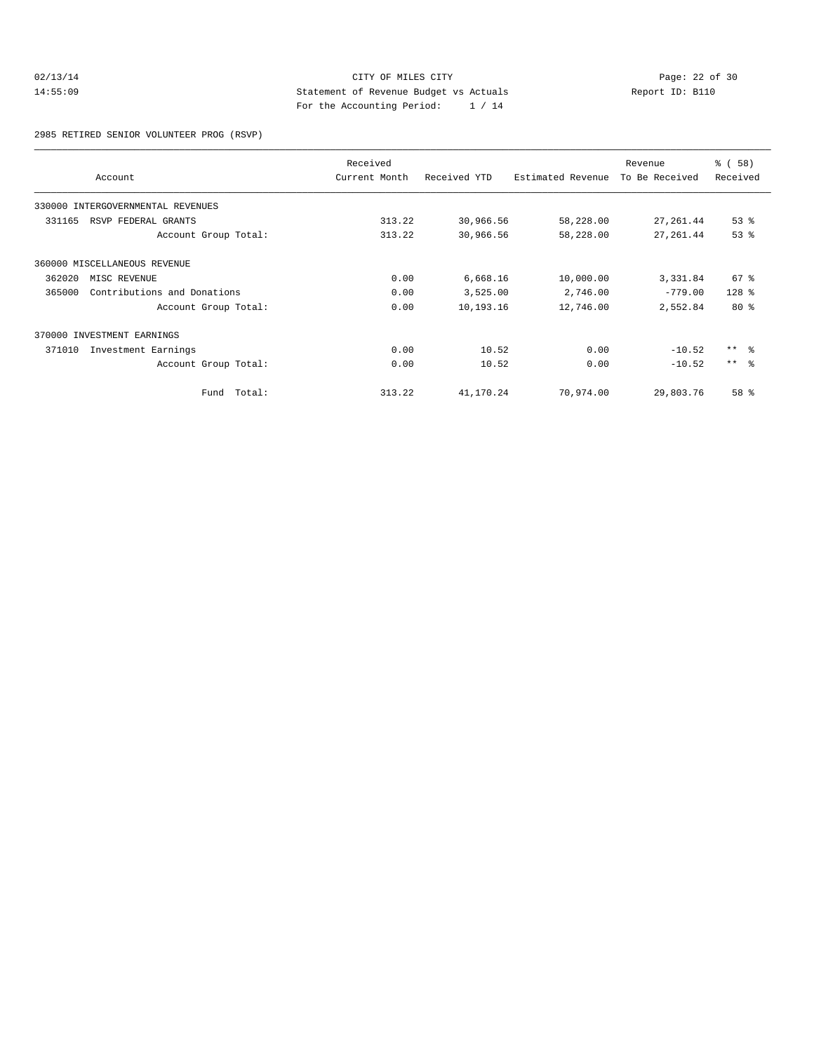CITY OF MILES CITY

Statement of Revenue Budget vs Actuals

For the Accounting Period: 1 / 14

02/13/14 14:55:09 — Report ID: B110

2985 RETIRED SENIOR VOLUNTEER PROG (RSVP)

| Account | Received Current Month | Received YTD | Estimated Revenue | Revenue To Be Received | % ( 58) Received |
|---|---|---|---|---|---|
| 330000 INTERGOVERNMENTAL REVENUES | | | | | |
| 331165 RSVP FEDERAL GRANTS | 313.22 | 30,966.56 | 58,228.00 | 27,261.44 | 53 % |
| Account Group Total: | 313.22 | 30,966.56 | 58,228.00 | 27,261.44 | 53 % |
| 360000 MISCELLANEOUS REVENUE | | | | | |
| 362020 MISC REVENUE | 0.00 | 6,668.16 | 10,000.00 | 3,331.84 | 67 % |
| 365000 Contributions and Donations | 0.00 | 3,525.00 | 2,746.00 | -779.00 | 128 % |
| Account Group Total: | 0.00 | 10,193.16 | 12,746.00 | 2,552.84 | 80 % |
| 370000 INVESTMENT EARNINGS | | | | | |
| 371010 Investment Earnings | 0.00 | 10.52 | 0.00 | -10.52 | ** % |
| Account Group Total: | 0.00 | 10.52 | 0.00 | -10.52 | ** % |
| Fund Total: | 313.22 | 41,170.24 | 70,974.00 | 29,803.76 | 58 % |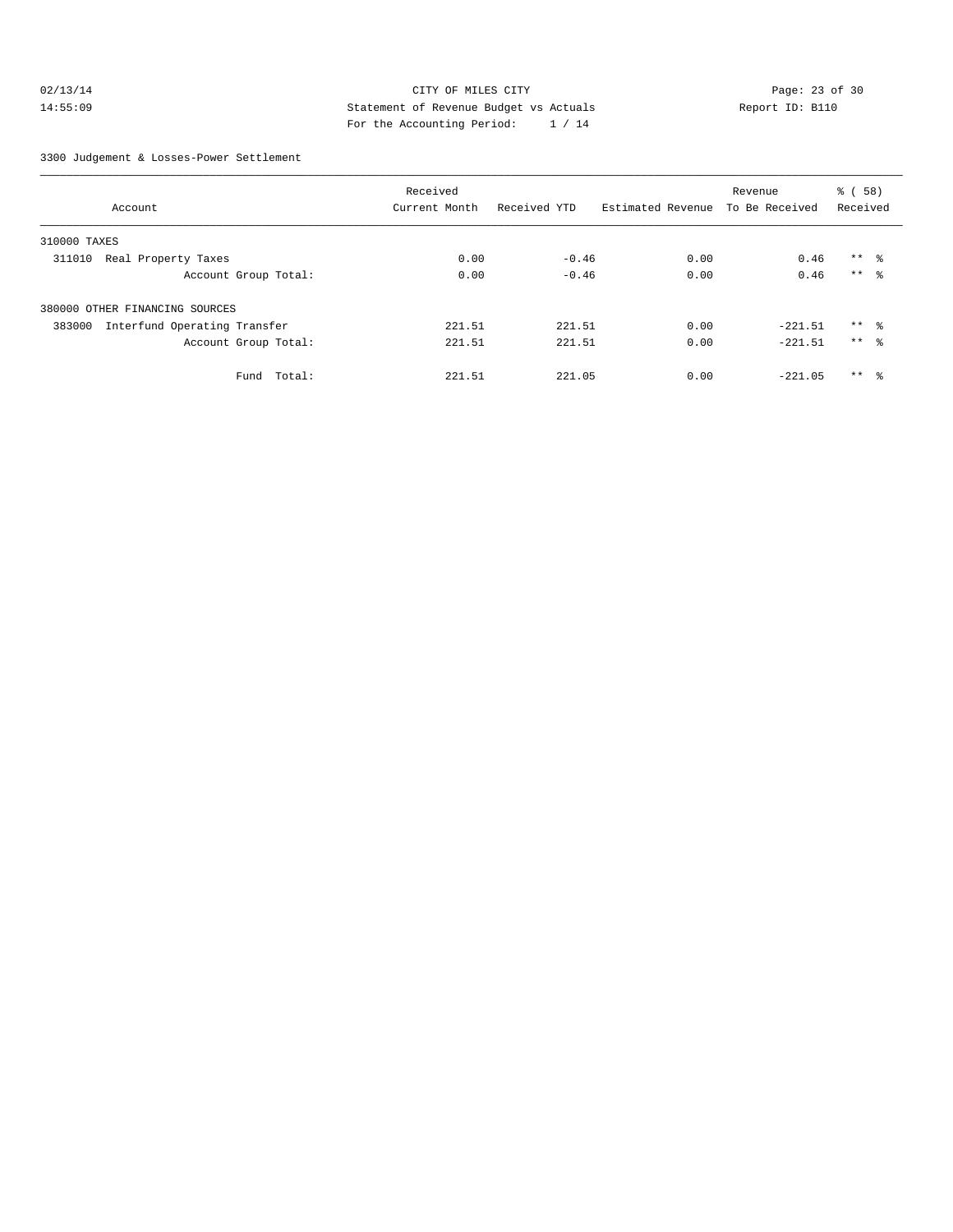CITY OF MILES CITY
Statement of Revenue Budget vs Actuals
For the Accounting Period: 1 / 14

02/13/14
14:55:09

Report ID: B110

3300 Judgement & Losses-Power Settlement

| Account | Received Current Month | Received YTD | Estimated Revenue | Revenue To Be Received | % ( 58) Received |
|---|---|---|---|---|---|
| 310000 TAXES | | | | | |
| 311010 Real Property Taxes | 0.00 | -0.46 | 0.00 | 0.46 | ** % |
| Account Group Total: | 0.00 | -0.46 | 0.00 | 0.46 | ** % |
| 380000 OTHER FINANCING SOURCES | | | | | |
| 383000 Interfund Operating Transfer | 221.51 | 221.51 | 0.00 | -221.51 | ** % |
| Account Group Total: | 221.51 | 221.51 | 0.00 | -221.51 | ** % |
| Fund Total: | 221.51 | 221.05 | 0.00 | -221.05 | ** % |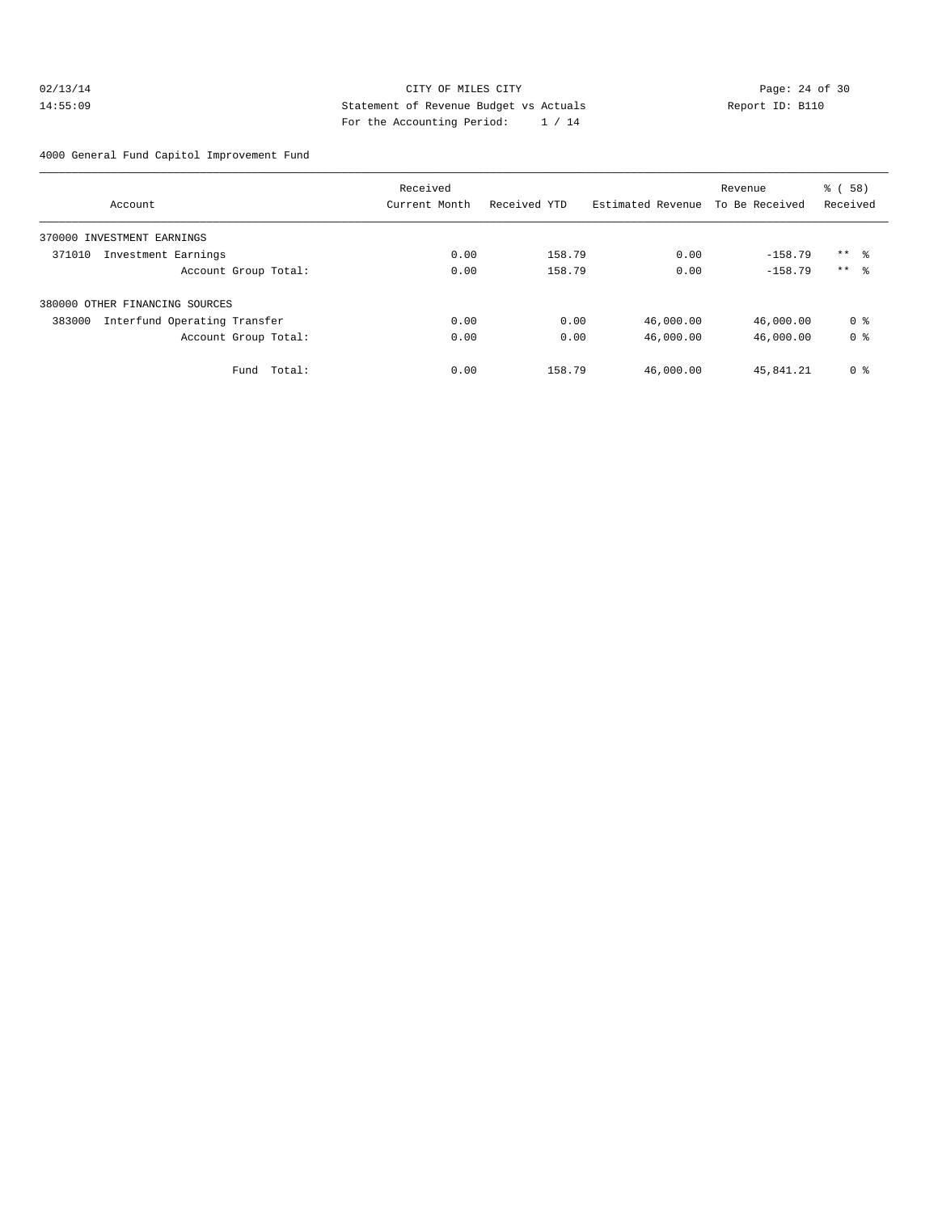CITY OF MILES CITY
Statement of Revenue Budget vs Actuals
For the Accounting Period: 1 / 14

02/13/14
14:55:09

Report ID: B110

4000 General Fund Capitol Improvement Fund

| Account | Received Current Month | Received YTD | Estimated Revenue | Revenue To Be Received | % ( 58) Received |
|---|---|---|---|---|---|
| 370000 INVESTMENT EARNINGS | | | | | |
| 371010 Investment Earnings | 0.00 | 158.79 | 0.00 | -158.79 | ** % |
| Account Group Total: | 0.00 | 158.79 | 0.00 | -158.79 | ** % |
| 380000 OTHER FINANCING SOURCES | | | | | |
| 383000 Interfund Operating Transfer | 0.00 | 0.00 | 46,000.00 | 46,000.00 | 0 % |
| Account Group Total: | 0.00 | 0.00 | 46,000.00 | 46,000.00 | 0 % |
| Fund Total: | 0.00 | 158.79 | 46,000.00 | 45,841.21 | 0 % |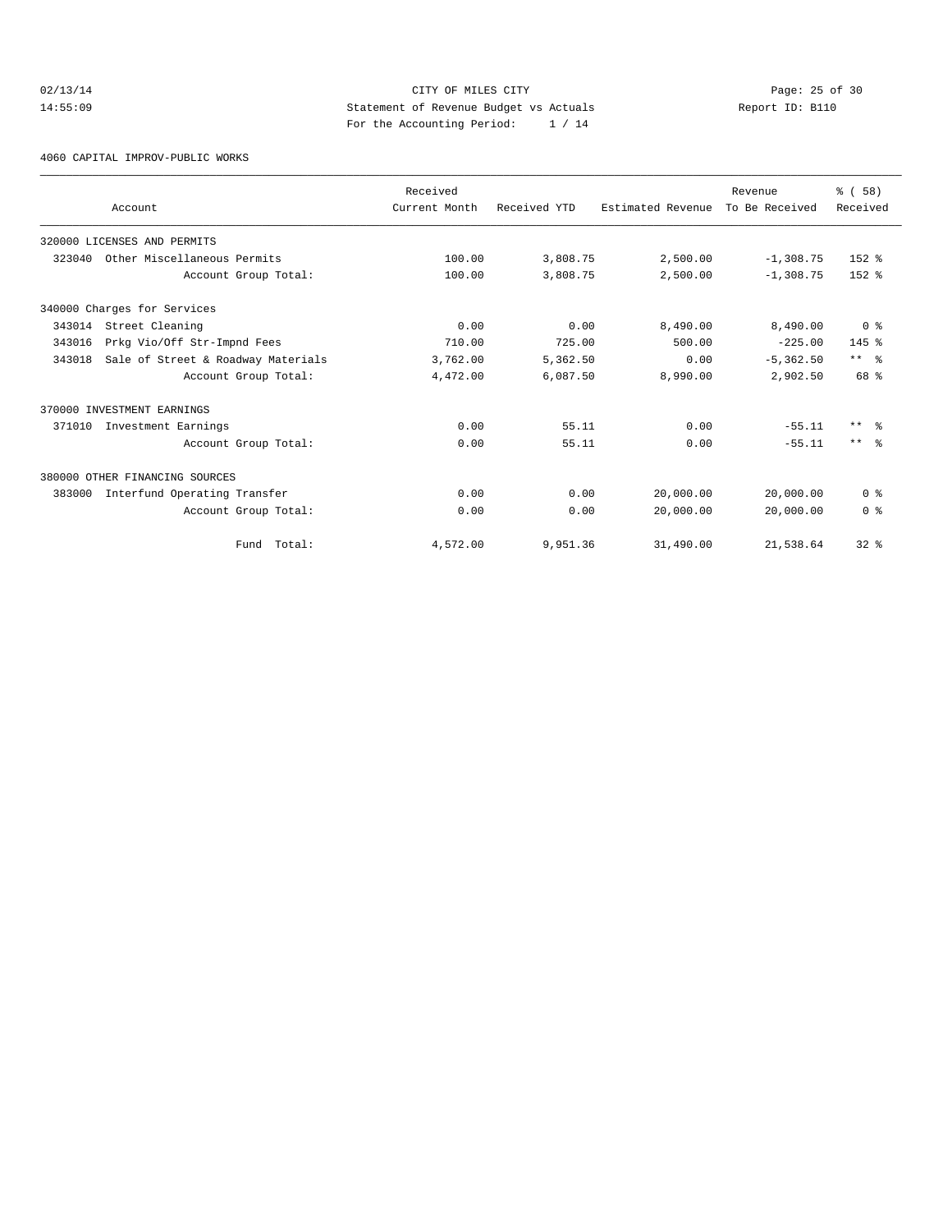CITY OF MILES CITY
Statement of Revenue Budget vs Actuals
For the Accounting Period: 1 / 14

02/13/14
14:55:09

Report ID: B110

4060 CAPITAL IMPROV-PUBLIC WORKS

| Account | Received Current Month | Received YTD | Estimated Revenue | Revenue To Be Received | % ( 58) Received |
|---|---|---|---|---|---|
| 320000 LICENSES AND PERMITS | | | | | |
| 323040 Other Miscellaneous Permits | 100.00 | 3,808.75 | 2,500.00 | -1,308.75 | 152 % |
| Account Group Total: | 100.00 | 3,808.75 | 2,500.00 | -1,308.75 | 152 % |
| 340000 Charges for Services | | | | | |
| 343014 Street Cleaning | 0.00 | 0.00 | 8,490.00 | 8,490.00 | 0 % |
| 343016 Prkg Vio/Off Str-Impnd Fees | 710.00 | 725.00 | 500.00 | -225.00 | 145 % |
| 343018 Sale of Street & Roadway Materials | 3,762.00 | 5,362.50 | 0.00 | -5,362.50 | ** % |
| Account Group Total: | 4,472.00 | 6,087.50 | 8,990.00 | 2,902.50 | 68 % |
| 370000 INVESTMENT EARNINGS | | | | | |
| 371010 Investment Earnings | 0.00 | 55.11 | 0.00 | -55.11 | ** % |
| Account Group Total: | 0.00 | 55.11 | 0.00 | -55.11 | ** % |
| 380000 OTHER FINANCING SOURCES | | | | | |
| 383000 Interfund Operating Transfer | 0.00 | 0.00 | 20,000.00 | 20,000.00 | 0 % |
| Account Group Total: | 0.00 | 0.00 | 20,000.00 | 20,000.00 | 0 % |
| Fund Total: | 4,572.00 | 9,951.36 | 31,490.00 | 21,538.64 | 32 % |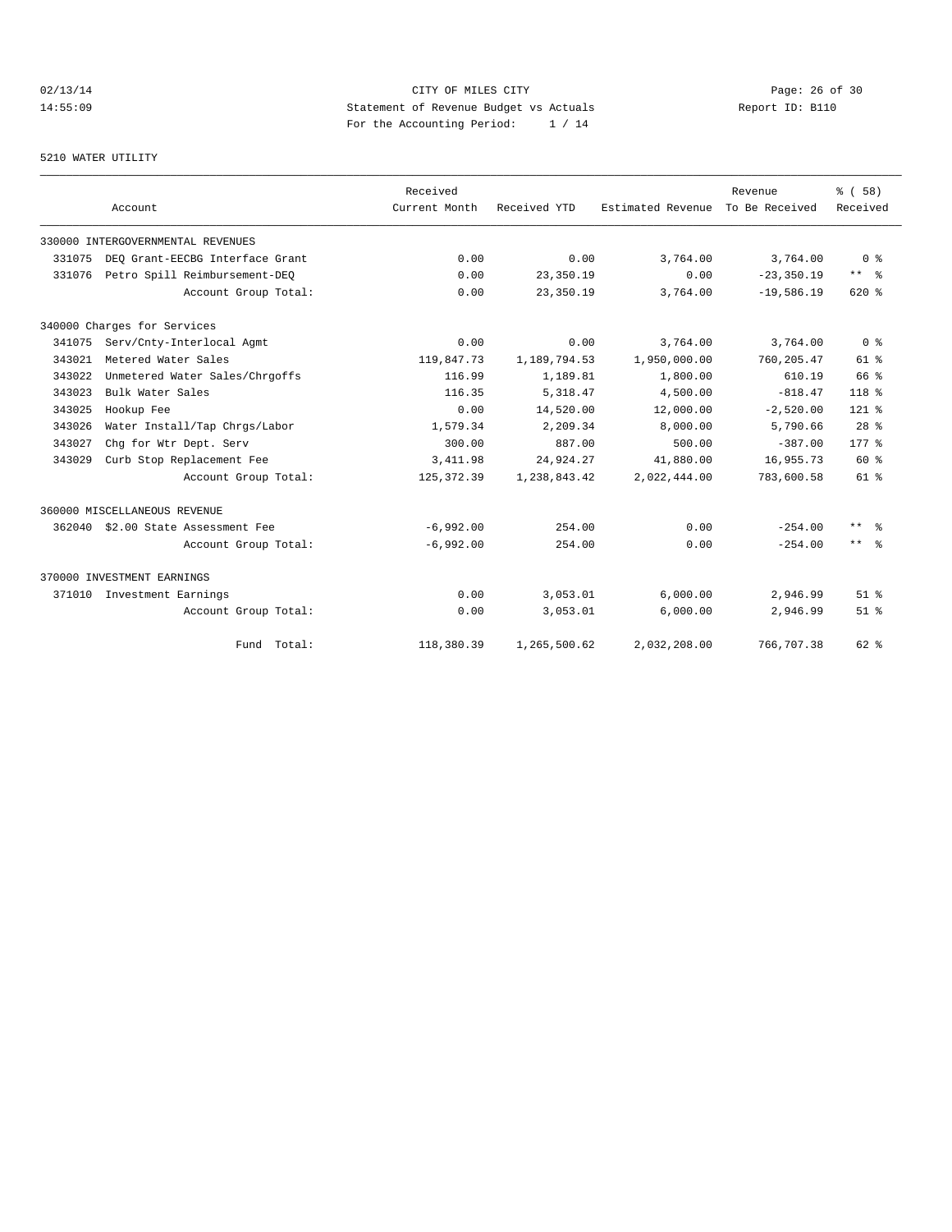CITY OF MILES CITY
Statement of Revenue Budget vs Actuals
For the Accounting Period: 1 / 14

02/13/14
14:55:09

Report ID: B110

5210 WATER UTILITY

| Account | | Received Current Month | Received YTD | Estimated Revenue | Revenue To Be Received | % ( 58) Received |
|---|---|---|---|---|---|---|
| 330000 INTERGOVERNMENTAL REVENUES | | | | | | |
| 331075 | DEQ Grant-EECBG Interface Grant | 0.00 | 0.00 | 3,764.00 | 3,764.00 | 0 % |
| 331076 | Petro Spill Reimbursement-DEQ | 0.00 | 23,350.19 | 0.00 | -23,350.19 | ** % |
| | Account Group Total: | 0.00 | 23,350.19 | 3,764.00 | -19,586.19 | 620 % |
| 340000 Charges for Services | | | | | | |
| 341075 | Serv/Cnty-Interlocal Agmt | 0.00 | 0.00 | 3,764.00 | 3,764.00 | 0 % |
| 343021 | Metered Water Sales | 119,847.73 | 1,189,794.53 | 1,950,000.00 | 760,205.47 | 61 % |
| 343022 | Unmetered Water Sales/Chrgoffs | 116.99 | 1,189.81 | 1,800.00 | 610.19 | 66 % |
| 343023 | Bulk Water Sales | 116.35 | 5,318.47 | 4,500.00 | -818.47 | 118 % |
| 343025 | Hookup Fee | 0.00 | 14,520.00 | 12,000.00 | -2,520.00 | 121 % |
| 343026 | Water Install/Tap Chrgs/Labor | 1,579.34 | 2,209.34 | 8,000.00 | 5,790.66 | 28 % |
| 343027 | Chg for Wtr Dept. Serv | 300.00 | 887.00 | 500.00 | -387.00 | 177 % |
| 343029 | Curb Stop Replacement Fee | 3,411.98 | 24,924.27 | 41,880.00 | 16,955.73 | 60 % |
| | Account Group Total: | 125,372.39 | 1,238,843.42 | 2,022,444.00 | 783,600.58 | 61 % |
| 360000 MISCELLANEOUS REVENUE | | | | | | |
| 362040 | $2.00 State Assessment Fee | -6,992.00 | 254.00 | 0.00 | -254.00 | ** % |
| | Account Group Total: | -6,992.00 | 254.00 | 0.00 | -254.00 | ** % |
| 370000 INVESTMENT EARNINGS | | | | | | |
| 371010 | Investment Earnings | 0.00 | 3,053.01 | 6,000.00 | 2,946.99 | 51 % |
| | Account Group Total: | 0.00 | 3,053.01 | 6,000.00 | 2,946.99 | 51 % |
| | Fund Total: | 118,380.39 | 1,265,500.62 | 2,032,208.00 | 766,707.38 | 62 % |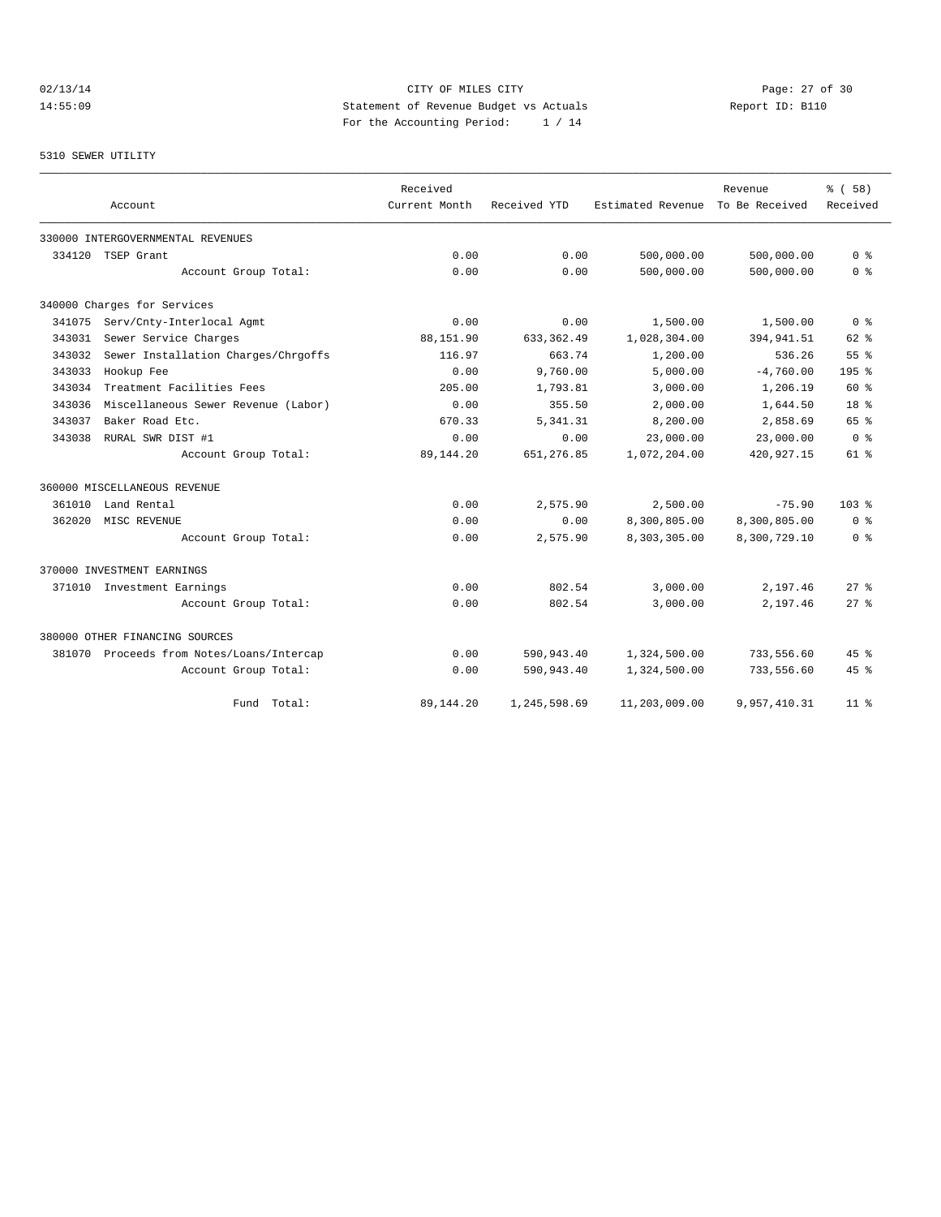CITY OF MILES CITY
Statement of Revenue Budget vs Actuals
For the Accounting Period: 1 / 14

02/13/14
14:55:09

Report ID: B110

5310 SEWER UTILITY

| Account | | Received Current Month | Received YTD | Estimated Revenue | Revenue To Be Received | % ( 58) Received |
|---|---|---|---|---|---|---|
| 330000 INTERGOVERNMENTAL REVENUES | | | | | | |
| 334120 | TSEP Grant | 0.00 | 0.00 | 500,000.00 | 500,000.00 | 0 % |
| | Account Group Total: | 0.00 | 0.00 | 500,000.00 | 500,000.00 | 0 % |
| 340000 Charges for Services | | | | | | |
| 341075 | Serv/Cnty-Interlocal Agmt | 0.00 | 0.00 | 1,500.00 | 1,500.00 | 0 % |
| 343031 | Sewer Service Charges | 88,151.90 | 633,362.49 | 1,028,304.00 | 394,941.51 | 62 % |
| 343032 | Sewer Installation Charges/Chrgoffs | 116.97 | 663.74 | 1,200.00 | 536.26 | 55 % |
| 343033 | Hookup Fee | 0.00 | 9,760.00 | 5,000.00 | -4,760.00 | 195 % |
| 343034 | Treatment Facilities Fees | 205.00 | 1,793.81 | 3,000.00 | 1,206.19 | 60 % |
| 343036 | Miscellaneous Sewer Revenue (Labor) | 0.00 | 355.50 | 2,000.00 | 1,644.50 | 18 % |
| 343037 | Baker Road Etc. | 670.33 | 5,341.31 | 8,200.00 | 2,858.69 | 65 % |
| 343038 | RURAL SWR DIST #1 | 0.00 | 0.00 | 23,000.00 | 23,000.00 | 0 % |
| | Account Group Total: | 89,144.20 | 651,276.85 | 1,072,204.00 | 420,927.15 | 61 % |
| 360000 MISCELLANEOUS REVENUE | | | | | | |
| 361010 | Land Rental | 0.00 | 2,575.90 | 2,500.00 | -75.90 | 103 % |
| 362020 | MISC REVENUE | 0.00 | 0.00 | 8,300,805.00 | 8,300,805.00 | 0 % |
| | Account Group Total: | 0.00 | 2,575.90 | 8,303,305.00 | 8,300,729.10 | 0 % |
| 370000 INVESTMENT EARNINGS | | | | | | |
| 371010 | Investment Earnings | 0.00 | 802.54 | 3,000.00 | 2,197.46 | 27 % |
| | Account Group Total: | 0.00 | 802.54 | 3,000.00 | 2,197.46 | 27 % |
| 380000 OTHER FINANCING SOURCES | | | | | | |
| 381070 | Proceeds from Notes/Loans/Intercap | 0.00 | 590,943.40 | 1,324,500.00 | 733,556.60 | 45 % |
| | Account Group Total: | 0.00 | 590,943.40 | 1,324,500.00 | 733,556.60 | 45 % |
| | Fund Total: | 89,144.20 | 1,245,598.69 | 11,203,009.00 | 9,957,410.31 | 11 % |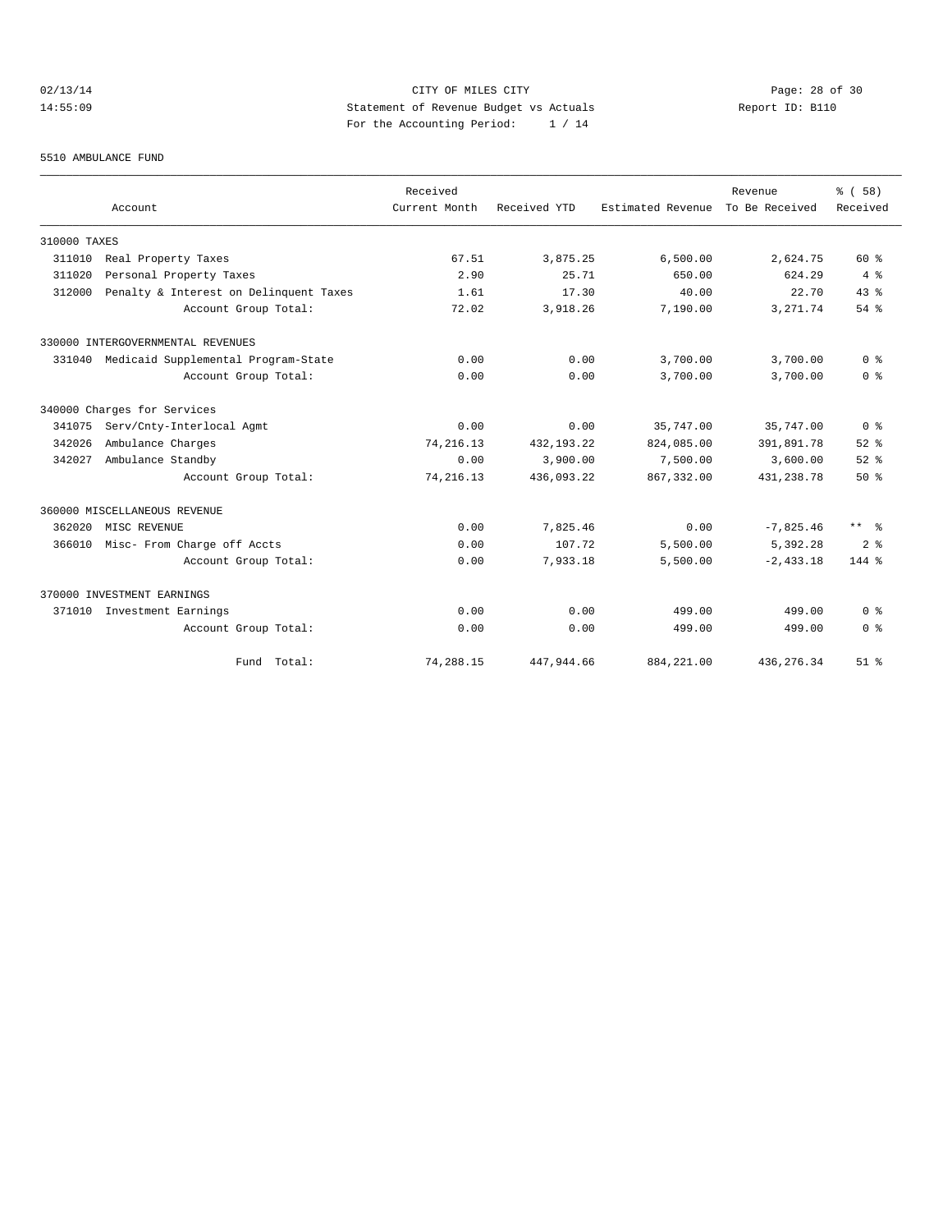CITY OF MILES CITY
Statement of Revenue Budget vs Actuals
For the Accounting Period: 1 / 14

02/13/14
14:55:09

Report ID: B110

5510 AMBULANCE FUND

| Account | Received Current Month | Received YTD | Estimated Revenue | Revenue To Be Received | % ( 58) Received |
|---|---|---|---|---|---|
| 310000 TAXES | | | | | |
| 311010 Real Property Taxes | 67.51 | 3,875.25 | 6,500.00 | 2,624.75 | 60 % |
| 311020 Personal Property Taxes | 2.90 | 25.71 | 650.00 | 624.29 | 4 % |
| 312000 Penalty & Interest on Delinquent Taxes | 1.61 | 17.30 | 40.00 | 22.70 | 43 % |
| Account Group Total: | 72.02 | 3,918.26 | 7,190.00 | 3,271.74 | 54 % |
| 330000 INTERGOVERNMENTAL REVENUES | | | | | |
| 331040 Medicaid Supplemental Program-State | 0.00 | 0.00 | 3,700.00 | 3,700.00 | 0 % |
| Account Group Total: | 0.00 | 0.00 | 3,700.00 | 3,700.00 | 0 % |
| 340000 Charges for Services | | | | | |
| 341075 Serv/Cnty-Interlocal Agmt | 0.00 | 0.00 | 35,747.00 | 35,747.00 | 0 % |
| 342026 Ambulance Charges | 74,216.13 | 432,193.22 | 824,085.00 | 391,891.78 | 52 % |
| 342027 Ambulance Standby | 0.00 | 3,900.00 | 7,500.00 | 3,600.00 | 52 % |
| Account Group Total: | 74,216.13 | 436,093.22 | 867,332.00 | 431,238.78 | 50 % |
| 360000 MISCELLANEOUS REVENUE | | | | | |
| 362020 MISC REVENUE | 0.00 | 7,825.46 | 0.00 | -7,825.46 | ** % |
| 366010 Misc- From Charge off Accts | 0.00 | 107.72 | 5,500.00 | 5,392.28 | 2 % |
| Account Group Total: | 0.00 | 7,933.18 | 5,500.00 | -2,433.18 | 144 % |
| 370000 INVESTMENT EARNINGS | | | | | |
| 371010 Investment Earnings | 0.00 | 0.00 | 499.00 | 499.00 | 0 % |
| Account Group Total: | 0.00 | 0.00 | 499.00 | 499.00 | 0 % |
| Fund Total: | 74,288.15 | 447,944.66 | 884,221.00 | 436,276.34 | 51 % |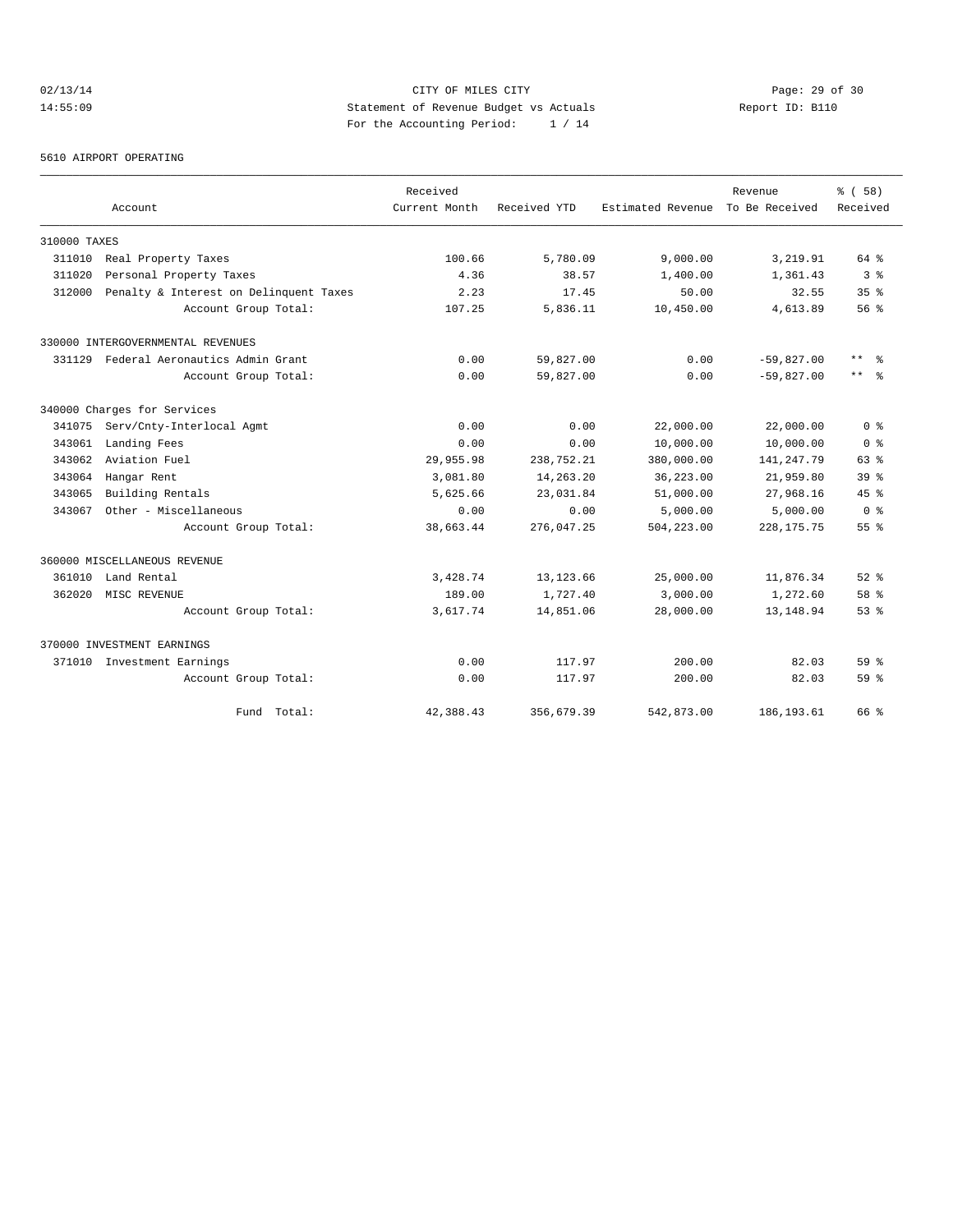CITY OF MILES CITY
Statement of Revenue Budget vs Actuals
For the Accounting Period: 1 / 14

02/13/14
14:55:09

Report ID: B110

5610 AIRPORT OPERATING

| Account | Received Current Month | Received YTD | Estimated Revenue | Revenue To Be Received | % ( 58) Received |
|---|---|---|---|---|---|
| 310000 TAXES | | | | | |
| 311010 Real Property Taxes | 100.66 | 5,780.09 | 9,000.00 | 3,219.91 | 64 % |
| 311020 Personal Property Taxes | 4.36 | 38.57 | 1,400.00 | 1,361.43 | 3 % |
| 312000 Penalty & Interest on Delinquent Taxes | 2.23 | 17.45 | 50.00 | 32.55 | 35 % |
| Account Group Total: | 107.25 | 5,836.11 | 10,450.00 | 4,613.89 | 56 % |
| 330000 INTERGOVERNMENTAL REVENUES | | | | | |
| 331129 Federal Aeronautics Admin Grant | 0.00 | 59,827.00 | 0.00 | -59,827.00 | ** % |
| Account Group Total: | 0.00 | 59,827.00 | 0.00 | -59,827.00 | ** % |
| 340000 Charges for Services | | | | | |
| 341075 Serv/Cnty-Interlocal Agmt | 0.00 | 0.00 | 22,000.00 | 22,000.00 | 0 % |
| 343061 Landing Fees | 0.00 | 0.00 | 10,000.00 | 10,000.00 | 0 % |
| 343062 Aviation Fuel | 29,955.98 | 238,752.21 | 380,000.00 | 141,247.79 | 63 % |
| 343064 Hangar Rent | 3,081.80 | 14,263.20 | 36,223.00 | 21,959.80 | 39 % |
| 343065 Building Rentals | 5,625.66 | 23,031.84 | 51,000.00 | 27,968.16 | 45 % |
| 343067 Other - Miscellaneous | 0.00 | 0.00 | 5,000.00 | 5,000.00 | 0 % |
| Account Group Total: | 38,663.44 | 276,047.25 | 504,223.00 | 228,175.75 | 55 % |
| 360000 MISCELLANEOUS REVENUE | | | | | |
| 361010 Land Rental | 3,428.74 | 13,123.66 | 25,000.00 | 11,876.34 | 52 % |
| 362020 MISC REVENUE | 189.00 | 1,727.40 | 3,000.00 | 1,272.60 | 58 % |
| Account Group Total: | 3,617.74 | 14,851.06 | 28,000.00 | 13,148.94 | 53 % |
| 370000 INVESTMENT EARNINGS | | | | | |
| 371010 Investment Earnings | 0.00 | 117.97 | 200.00 | 82.03 | 59 % |
| Account Group Total: | 0.00 | 117.97 | 200.00 | 82.03 | 59 % |
| Fund Total: | 42,388.43 | 356,679.39 | 542,873.00 | 186,193.61 | 66 % |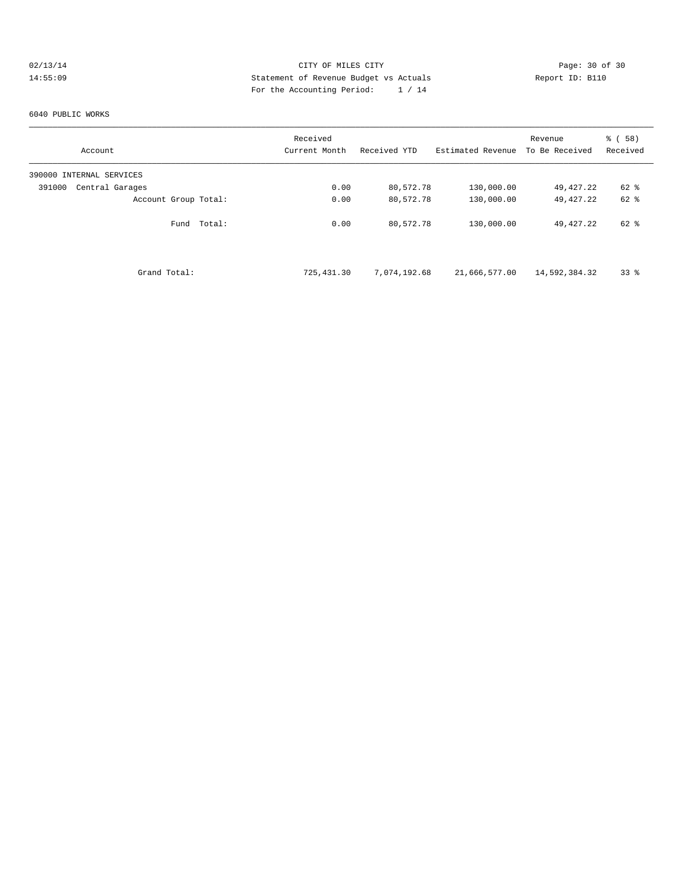CITY OF MILES CITY
Statement of Revenue Budget vs Actuals
For the Accounting Period: 1 / 14

02/13/14
14:55:09

Report ID: B110

6040 PUBLIC WORKS

| Account | Received Current Month | Received YTD | Estimated Revenue | Revenue To Be Received | % ( 58) Received |
|---|---|---|---|---|---|
| 390000 INTERNAL SERVICES | | | | | |
| 391000 Central Garages | 0.00 | 80,572.78 | 130,000.00 | 49,427.22 | 62 % |
| Account Group Total: | 0.00 | 80,572.78 | 130,000.00 | 49,427.22 | 62 % |
| Fund Total: | 0.00 | 80,572.78 | 130,000.00 | 49,427.22 | 62 % |
| Grand Total: | 725,431.30 | 7,074,192.68 | 21,666,577.00 | 14,592,384.32 | 33 % |